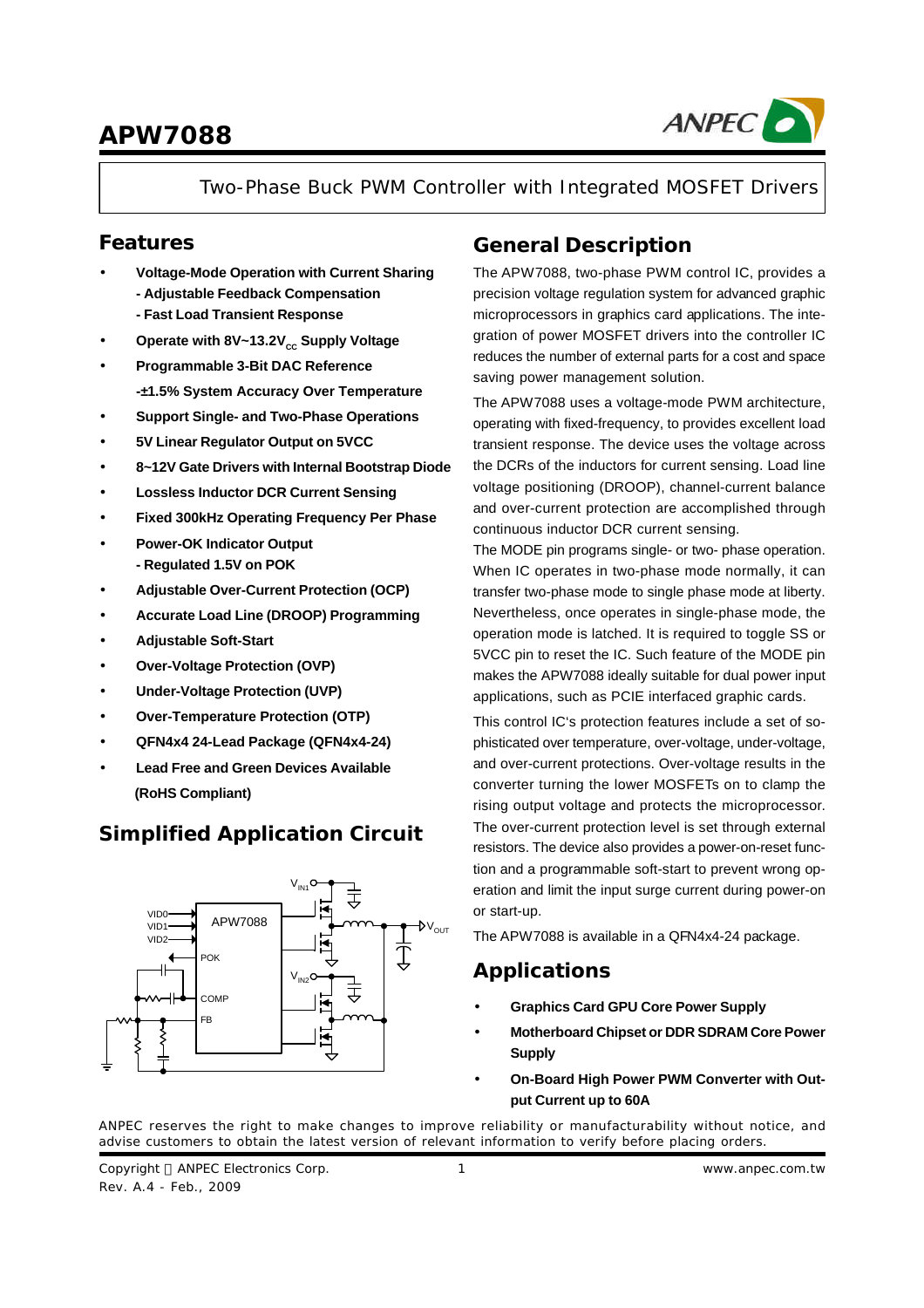# APW7088

Two-Phase Buck PWM Controller with Integrated MOSFET Drivers

## Features

- **Voltage-Mode Operation with Current Sharing**
  **- Adjustable Feedback Compensation**
  **- Fast Load Transient Response**
- **Operate with 8V~13.2$V_{CC}$ Supply Voltage**
- **Programmable 3-Bit DAC Reference**
  **-±1.5% System Accuracy Over Temperature**
- **Support Single- and Two-Phase Operations**
- **5V Linear Regulator Output on 5VCC**
- **8~12V Gate Drivers with Internal Bootstrap Diode**
- **Lossless Inductor DCR Current Sensing**
- **Fixed 300kHz Operating Frequency Per Phase**
- **Power-OK Indicator Output**
  **- Regulated 1.5V on POK**
- **Adjustable Over-Current Protection (OCP)**
- **Accurate Load Line (DROOP) Programming**
- **Adjustable Soft-Start**
- **Over-Voltage Protection (OVP)**
- **Under-Voltage Protection (UVP)**
- **Over-Temperature Protection (OTP)**
- **QFN4x4 24-Lead Package (QFN4x4-24)**
- **Lead Free and Green Devices Available**
  **(RoHS Compliant)**

## Simplified Application Circuit

## General Description

The APW7088, two-phase PWM control IC, provides a precision voltage regulation system for advanced graphic microprocessors in graphics card applications. The integration of power MOSFET drivers into the controller IC reduces the number of external parts for a cost and space saving power management solution.

The APW7088 uses a voltage-mode PWM architecture, operating with fixed-frequency, to provides excellent load transient response. The device uses the voltage across the DCRs of the inductors for current sensing. Load line voltage positioning (DROOP), channel-current balance and over-current protection are accomplished through continuous inductor DCR current sensing.

The MODE pin programs single- or two- phase operation. When IC operates in two-phase mode normally, it can transfer two-phase mode to single phase mode at liberty. Nevertheless, once operates in single-phase mode, the operation mode is latched. It is required to toggle SS or 5VCC pin to reset the IC. Such feature of the MODE pin makes the APW7088 ideally suitable for dual power input applications, such as PCIE interfaced graphic cards.

This control IC's protection features include a set of sophisticated over temperature, over-voltage, under-voltage, and over-current protections. Over-voltage results in the converter turning the lower MOSFETs on to clamp the rising output voltage and protects the microprocessor. The over-current protection level is set through external resistors. The device also provides a power-on-reset function and a programmable soft-start to prevent wrong operation and limit the input surge current during power-on or start-up.

The APW7088 is available in a QFN4x4-24 package.

## Applications

- **Graphics Card GPU Core Power Supply**
- **Motherboard Chipset or DDR SDRAM Core Power Supply**
- **On-Board High Power PWM Converter with Output Current up to 60A**

ANPEC reserves the right to make changes to improve reliability or manufacturability without notice, and advise customers to obtain the latest version of relevant information to verify before placing orders.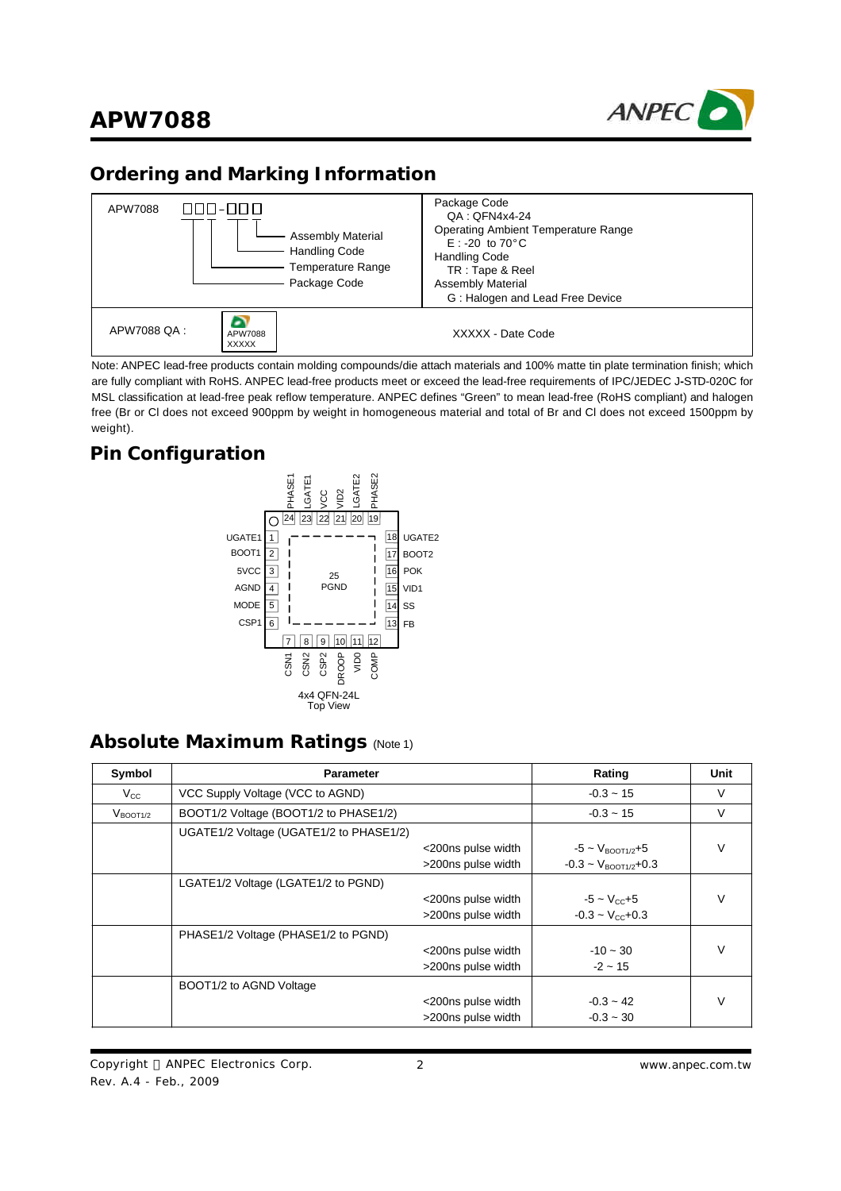# Ordering and Marking Information

| APW7088 □□□-□□□ (Assembly Material, Handling Code, Temperature Range, Package Code) | Package Code<br>QA : QFN4x4-24<br>Operating Ambient Temperature Range<br>E : -20 to 70°C<br>Handling Code<br>TR : Tape & Reel<br>Assembly Material<br>G : Halogen and Lead Free Device |
|---|---|
| APW7088 QA : APW7088 XXXXX | XXXXX - Date Code |

Note: ANPEC lead-free products contain molding compounds/die attach materials and 100% matte tin plate termination finish; which are fully compliant with RoHS. ANPEC lead-free products meet or exceed the lead-free requirements of IPC/JEDEC J-STD-020C for MSL classification at lead-free peak reflow temperature. ANPEC defines "Green" to mean lead-free (RoHS compliant) and halogen free (Br or Cl does not exceed 900ppm by weight in homogeneous material and total of Br and Cl does not exceed 1500ppm by weight).

# Pin Configuration

Top pins: 24 PHASE1, 23 LGATE1, 22 VCC, 21 VID2, 20 LGATE2, 19 PHASE2

Left pins: 1 UGATE1, 2 BOOT1, 3 5VCC, 4 AGND, 5 MODE, 6 CSP1

Center: 25 PGND

Right pins: 18 UGATE2, 17 BOOT2, 16 POK, 15 VID1, 14 SS, 13 FB

Bottom pins: 7 CSN1, 8 CSN2, 9 CSP2, 10 DROOP, 11 VID0, 12 COMP

4x4 QFN-24L
Top View

# Absolute Maximum Ratings (Note 1)

| Symbol | Parameter | | Rating | Unit |
|---|---|---|---|---|
| $V_{CC}$ | VCC Supply Voltage (VCC to AGND) | | -0.3 ~ 15 | V |
| $V_{BOOT1/2}$ | BOOT1/2 Voltage (BOOT1/2 to PHASE1/2) | | -0.3 ~ 15 | V |
| | UGATE1/2 Voltage (UGATE1/2 to PHASE1/2) | <200ns pulse width | -5 ~ $V_{BOOT1/2}$+5 | V |
| | | >200ns pulse width | -0.3 ~ $V_{BOOT1/2}$+0.3 | |
| | LGATE1/2 Voltage (LGATE1/2 to PGND) | <200ns pulse width | -5 ~ $V_{CC}$+5 | V |
| | | >200ns pulse width | -0.3 ~ $V_{CC}$+0.3 | |
| | PHASE1/2 Voltage (PHASE1/2 to PGND) | <200ns pulse width | -10 ~ 30 | V |
| | | >200ns pulse width | -2 ~ 15 | |
| | BOOT1/2 to AGND Voltage | <200ns pulse width | -0.3 ~ 42 | V |
| | | >200ns pulse width | -0.3 ~ 30 | |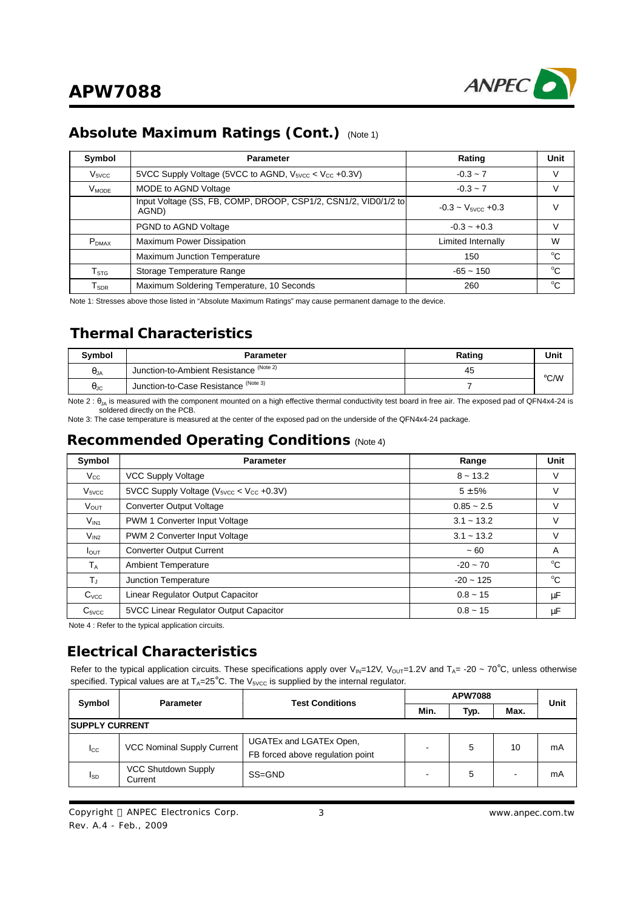## Absolute Maximum Ratings (Cont.) (Note 1)

| Symbol | Parameter | Rating | Unit |
|---|---|---|---|
| $V_{5VCC}$ | 5VCC Supply Voltage (5VCC to AGND, $V_{5VCC} < V_{CC}$ +0.3V) | -0.3 ~ 7 | V |
| $V_{MODE}$ | MODE to AGND Voltage | -0.3 ~ 7 | V |
| | Input Voltage (SS, FB, COMP, DROOP, CSP1/2, CSN1/2, VID0/1/2 to AGND) | -0.3 ~ $V_{5VCC}$ +0.3 | V |
| | PGND to AGND Voltage | -0.3 ~ +0.3 | V |
| $P_{DMAX}$ | Maximum Power Dissipation | Limited Internally | W |
| | Maximum Junction Temperature | 150 | °C |
| $T_{STG}$ | Storage Temperature Range | -65 ~ 150 | °C |
| $T_{SDR}$ | Maximum Soldering Temperature, 10 Seconds | 260 | °C |

Note 1: Stresses above those listed in "Absolute Maximum Ratings" may cause permanent damage to the device.

## Thermal Characteristics

| Symbol | Parameter | Rating | Unit |
|---|---|---|---|
| $\theta_{JA}$ | Junction-to-Ambient Resistance (Note 2) | 45 | °C/W |
| $\theta_{JC}$ | Junction-to-Case Resistance (Note 3) | 7 | |

Note 2 : $\theta_{JA}$ is measured with the component mounted on a high effective thermal conductivity test board in free air. The exposed pad of QFN4x4-24 is soldered directly on the PCB.

Note 3: The case temperature is measured at the center of the exposed pad on the underside of the QFN4x4-24 package.

## Recommended Operating Conditions (Note 4)

| Symbol | Parameter | Range | Unit |
|---|---|---|---|
| $V_{CC}$ | VCC Supply Voltage | 8 ~ 13.2 | V |
| $V_{5VCC}$ | 5VCC Supply Voltage ($V_{5VCC} < V_{CC}$ +0.3V) | 5 ±5% | V |
| $V_{OUT}$ | Converter Output Voltage | 0.85 ~ 2.5 | V |
| $V_{IN1}$ | PWM 1 Converter Input Voltage | 3.1 ~ 13.2 | V |
| $V_{IN2}$ | PWM 2 Converter Input Voltage | 3.1 ~ 13.2 | V |
| $I_{OUT}$ | Converter Output Current | ~ 60 | A |
| $T_A$ | Ambient Temperature | -20 ~ 70 | °C |
| $T_J$ | Junction Temperature | -20 ~ 125 | °C |
| $C_{VCC}$ | Linear Regulator Output Capacitor | 0.8 ~ 15 | μF |
| $C_{5VCC}$ | 5VCC Linear Regulator Output Capacitor | 0.8 ~ 15 | μF |

Note 4 : Refer to the typical application circuits.

## Electrical Characteristics

Refer to the typical application circuits. These specifications apply over $V_{IN}$=12V, $V_{OUT}$=1.2V and $T_A$= -20 ~ 70°C, unless otherwise specified. Typical values are at $T_A$=25°C. The $V_{5VCC}$ is supplied by the internal regulator.

| Symbol | Parameter | Test Conditions | APW7088 | | | Unit |
|---|---|---|---|---|---|---|
| | | | Min. | Typ. | Max. | |
| **SUPPLY CURRENT** | | | | | | |
| $I_{CC}$ | VCC Nominal Supply Current | UGATEx and LGATEx Open, FB forced above regulation point | - | 5 | 10 | mA |
| $I_{SD}$ | VCC Shutdown Supply Current | SS=GND | - | 5 | - | mA |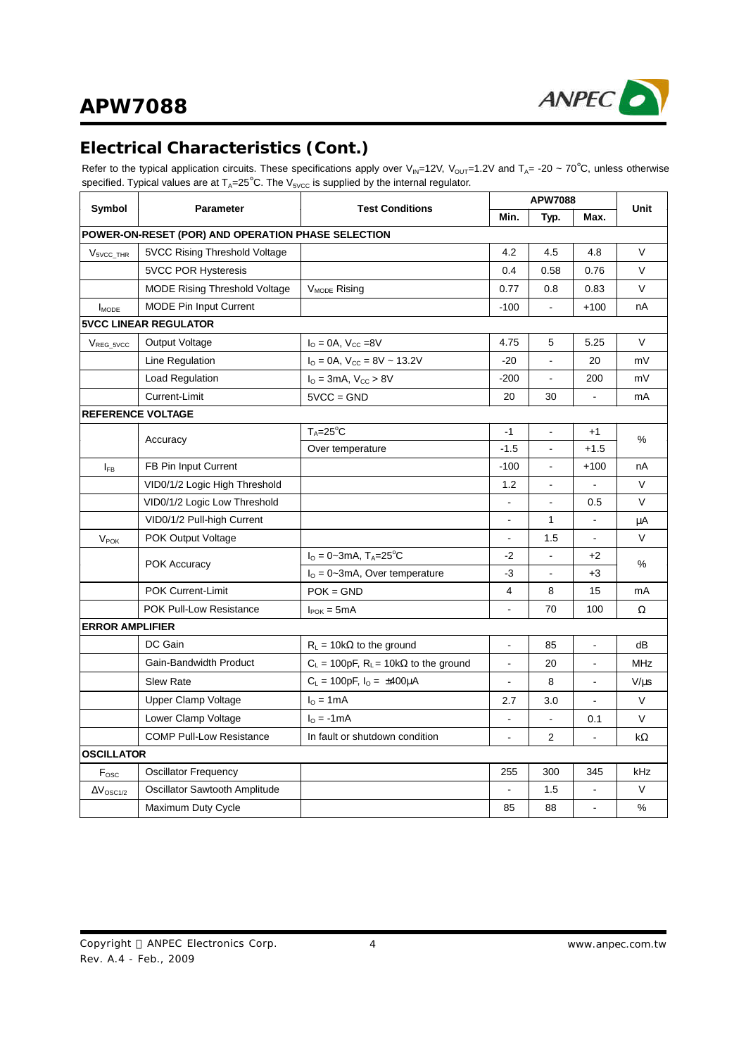## Electrical Characteristics (Cont.)

Refer to the typical application circuits. These specifications apply over $V_{IN}$=12V, $V_{OUT}$=1.2V and $T_A$= -20 ~ 70°C, unless otherwise specified. Typical values are at $T_A$=25°C. The $V_{5VCC}$ is supplied by the internal regulator.

| Symbol | Parameter | Test Conditions | APW7088 | | | Unit |
|---|---|---|---|---|---|---|
| | | | Min. | Typ. | Max. | |
| **POWER-ON-RESET (POR) AND OPERATION PHASE SELECTION** | | | | | | |
| $V_{5VCC\_THR}$ | 5VCC Rising Threshold Voltage | | 4.2 | 4.5 | 4.8 | V |
| | 5VCC POR Hysteresis | | 0.4 | 0.58 | 0.76 | V |
| | MODE Rising Threshold Voltage | $V_{MODE}$ Rising | 0.77 | 0.8 | 0.83 | V |
| $I_{MODE}$ | MODE Pin Input Current | | -100 | - | +100 | nA |
| **5VCC LINEAR REGULATOR** | | | | | | |
| $V_{REG\_5VCC}$ | Output Voltage | $I_O$ = 0A, $V_{CC}$ =8V | 4.75 | 5 | 5.25 | V |
| | Line Regulation | $I_O$ = 0A, $V_{CC}$ = 8V ~ 13.2V | -20 | - | 20 | mV |
| | Load Regulation | $I_O$ = 3mA, $V_{CC}$ > 8V | -200 | - | 200 | mV |
| | Current-Limit | 5VCC = GND | 20 | 30 | - | mA |
| **REFERENCE VOLTAGE** | | | | | | |
| | Accuracy | $T_A$=25°C | -1 | - | +1 | % |
| | | Over temperature | -1.5 | - | +1.5 | |
| $I_{FB}$ | FB Pin Input Current | | -100 | - | +100 | nA |
| | VID0/1/2 Logic High Threshold | | 1.2 | - | - | V |
| | VID0/1/2 Logic Low Threshold | | - | - | 0.5 | V |
| | VID0/1/2 Pull-high Current | | - | 1 | - | μA |
| $V_{POK}$ | POK Output Voltage | | - | 1.5 | - | V |
| | POK Accuracy | $I_O$ = 0~3mA, $T_A$=25°C | -2 | - | +2 | % |
| | | $I_O$ = 0~3mA, Over temperature | -3 | - | +3 | |
| | POK Current-Limit | POK = GND | 4 | 8 | 15 | mA |
| | POK Pull-Low Resistance | $I_{POK}$ = 5mA | - | 70 | 100 | Ω |
| **ERROR AMPLIFIER** | | | | | | |
| | DC Gain | $R_L$ = 10kΩ to the ground | - | 85 | - | dB |
| | Gain-Bandwidth Product | $C_L$ = 100pF, $R_L$ = 10kΩ to the ground | - | 20 | - | MHz |
| | Slew Rate | $C_L$ = 100pF, $I_O$ = ±400μA | - | 8 | - | V/μs |
| | Upper Clamp Voltage | $I_O$ = 1mA | 2.7 | 3.0 | - | V |
| | Lower Clamp Voltage | $I_O$ = -1mA | - | - | 0.1 | V |
| | COMP Pull-Low Resistance | In fault or shutdown condition | - | 2 | - | kΩ |
| **OSCILLATOR** | | | | | | |
| $F_{OSC}$ | Oscillator Frequency | | 255 | 300 | 345 | kHz |
| $\Delta V_{OSC1/2}$ | Oscillator Sawtooth Amplitude | | - | 1.5 | - | V |
| | Maximum Duty Cycle | | 85 | 88 | - | % |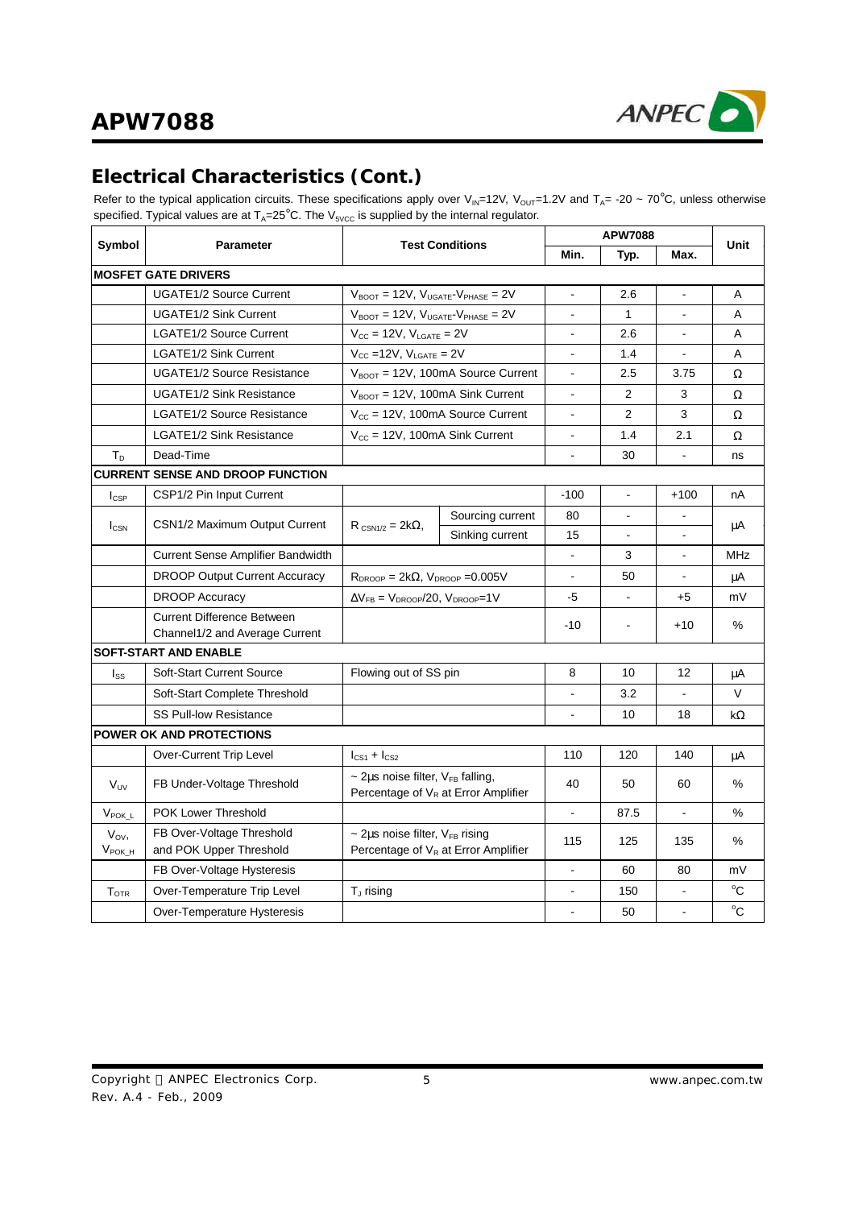## Electrical Characteristics (Cont.)

Refer to the typical application circuits. These specifications apply over $V_{IN}$=12V, $V_{OUT}$=1.2V and $T_A$= -20 ~ 70°C, unless otherwise specified. Typical values are at $T_A$=25°C. The $V_{5VCC}$ is supplied by the internal regulator.

| Symbol | Parameter | Test Conditions | | APW7088 | | | Unit |
|---|---|---|---|---|---|---|---|
| | | | | Min. | Typ. | Max. | |
| **MOSFET GATE DRIVERS** | | | | | | | |
| | UGATE1/2 Source Current | $V_{BOOT}$ = 12V, $V_{UGATE}$-$V_{PHASE}$ = 2V | | - | 2.6 | - | A |
| | UGATE1/2 Sink Current | $V_{BOOT}$ = 12V, $V_{UGATE}$-$V_{PHASE}$ = 2V | | - | 1 | - | A |
| | LGATE1/2 Source Current | $V_{CC}$ = 12V, $V_{LGATE}$ = 2V | | - | 2.6 | - | A |
| | LGATE1/2 Sink Current | $V_{CC}$ =12V, $V_{LGATE}$ = 2V | | - | 1.4 | - | A |
| | UGATE1/2 Source Resistance | $V_{BOOT}$ = 12V, 100mA Source Current | | - | 2.5 | 3.75 | Ω |
| | UGATE1/2 Sink Resistance | $V_{BOOT}$ = 12V, 100mA Sink Current | | - | 2 | 3 | Ω |
| | LGATE1/2 Source Resistance | $V_{CC}$ = 12V, 100mA Source Current | | - | 2 | 3 | Ω |
| | LGATE1/2 Sink Resistance | $V_{CC}$ = 12V, 100mA Sink Current | | - | 1.4 | 2.1 | Ω |
| $T_D$ | Dead-Time | | | - | 30 | - | ns |
| **CURRENT SENSE AND DROOP FUNCTION** | | | | | | | |
| $I_{CSP}$ | CSP1/2 Pin Input Current | | | -100 | - | +100 | nA |
| $I_{CSN}$ | CSN1/2 Maximum Output Current | $R_{CSN1/2}$ = 2kΩ, | Sourcing current | 80 | - | - | μA |
| | | | Sinking current | 15 | - | - | |
| | Current Sense Amplifier Bandwidth | | | - | 3 | - | MHz |
| | DROOP Output Current Accuracy | $R_{DROOP}$ = 2kΩ, $V_{DROOP}$ =0.005V | | - | 50 | - | μA |
| | DROOP Accuracy | $\Delta V_{FB}$ = $V_{DROOP}$/20, $V_{DROOP}$=1V | | -5 | - | +5 | mV |
| | Current Difference Between Channel1/2 and Average Current | | | -10 | - | +10 | % |
| **SOFT-START AND ENABLE** | | | | | | | |
| $I_{SS}$ | Soft-Start Current Source | Flowing out of SS pin | | 8 | 10 | 12 | μA |
| | Soft-Start Complete Threshold | | | - | 3.2 | - | V |
| | SS Pull-low Resistance | | | - | 10 | 18 | kΩ |
| **POWER OK AND PROTECTIONS** | | | | | | | |
| | Over-Current Trip Level | $I_{CS1}$ + $I_{CS2}$ | | 110 | 120 | 140 | μA |
| $V_{UV}$ | FB Under-Voltage Threshold | ~ 2μs noise filter, $V_{FB}$ falling, Percentage of $V_R$ at Error Amplifier | | 40 | 50 | 60 | % |
| $V_{POK\_L}$ | POK Lower Threshold | | | - | 87.5 | - | % |
| $V_{OV}$, $V_{POK\_H}$ | FB Over-Voltage Threshold and POK Upper Threshold | ~ 2μs noise filter, $V_{FB}$ rising Percentage of $V_R$ at Error Amplifier | | 115 | 125 | 135 | % |
| | FB Over-Voltage Hysteresis | | | - | 60 | 80 | mV |
| $T_{OTR}$ | Over-Temperature Trip Level | $T_J$ rising | | - | 150 | - | °C |
| | Over-Temperature Hysteresis | | | - | 50 | - | °C |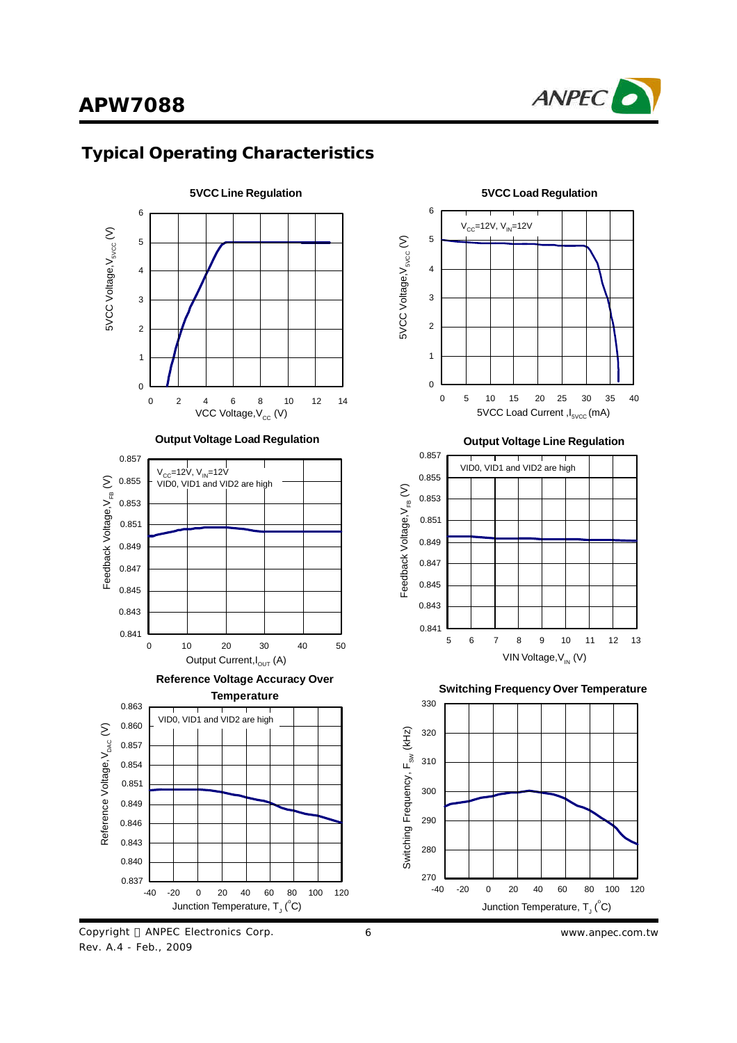## Typical Operating Characteristics

**5VCC Line Regulation**

5VCC Voltage, $V_{5VCC}$ (V) vs. VCC Voltage, $V_{CC}$ (V)

**5VCC Load Regulation**

$V_{CC}$=12V, $V_{IN}$=12V

5VCC Voltage, $V_{5VCC}$ (V) vs. 5VCC Load Current, $I_{5VCC}$ (mA)

**Output Voltage Load Regulation**

$V_{CC}$=12V, $V_{IN}$=12V
VID0, VID1 and VID2 are high

Feedback Voltage, $V_{FB}$ (V) vs. Output Current, $I_{OUT}$ (A)

**Output Voltage Line Regulation**

VID0, VID1 and VID2 are high

Feedback Voltage, $V_{FB}$ (V) vs. VIN Voltage, $V_{IN}$ (V)

**Reference Voltage Accuracy Over Temperature**

VID0, VID1 and VID2 are high

Reference Voltage, $V_{DAC}$ (V) vs. Junction Temperature, $T_J$ (°C)

**Switching Frequency Over Temperature**

Switching Frequency, $F_{SW}$ (kHz) vs. Junction Temperature, $T_J$ (°C)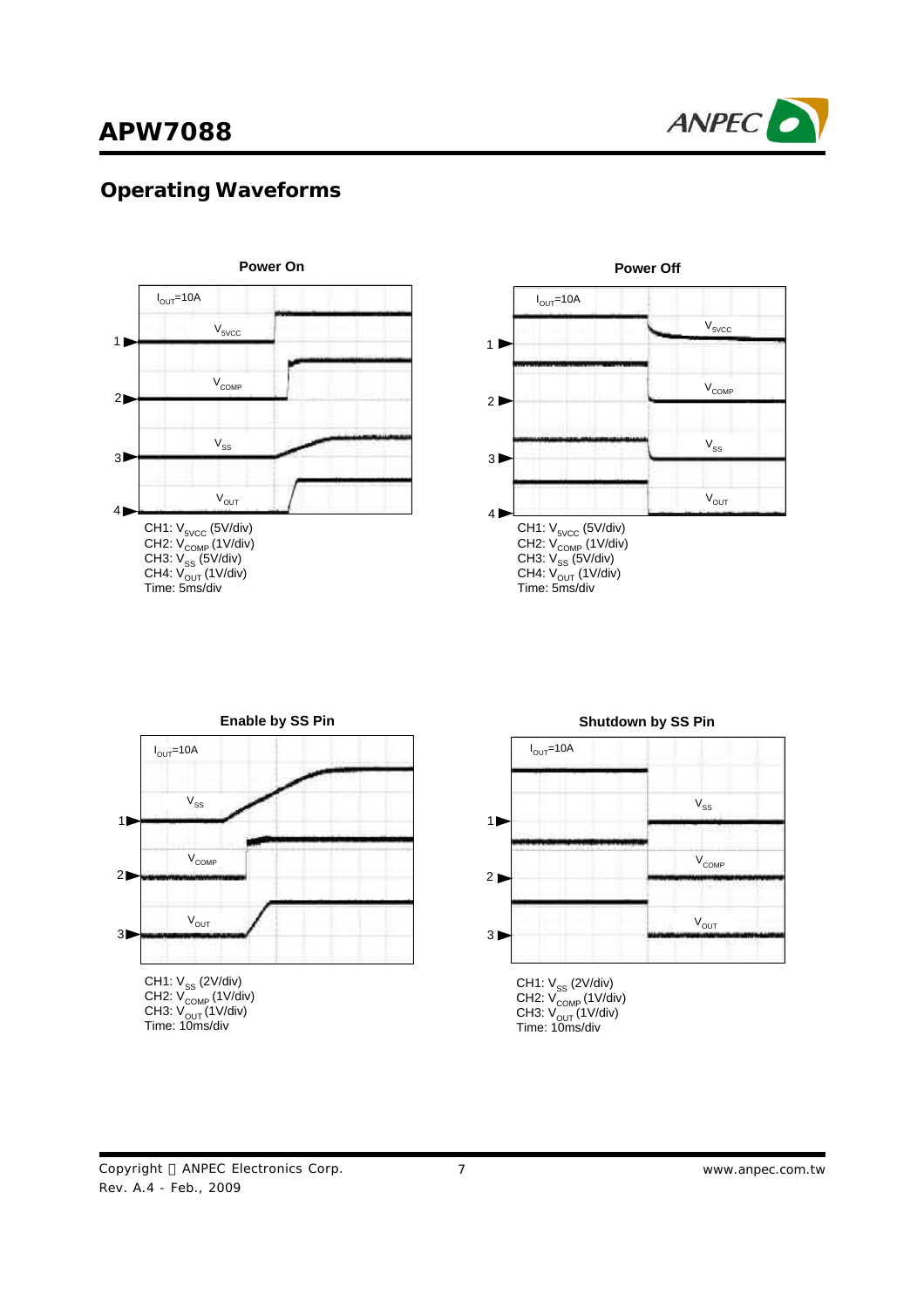## Operating Waveforms

**Power On**

$I_{OUT}$=10A

$V_{5VCC}$

$V_{COMP}$

$V_{SS}$

$V_{OUT}$

CH1: $V_{5VCC}$ (5V/div)
CH2: $V_{COMP}$ (1V/div)
CH3: $V_{SS}$ (5V/div)
CH4: $V_{OUT}$ (1V/div)
Time: 5ms/div

**Power Off**

$I_{OUT}$=10A

$V_{5VCC}$

$V_{COMP}$

$V_{SS}$

$V_{OUT}$

CH1: $V_{5VCC}$ (5V/div)
CH2: $V_{COMP}$ (1V/div)
CH3: $V_{SS}$ (5V/div)
CH4: $V_{OUT}$ (1V/div)
Time: 5ms/div

**Enable by SS Pin**

$I_{OUT}$=10A

$V_{SS}$

$V_{COMP}$

$V_{OUT}$

CH1: $V_{SS}$ (2V/div)
CH2: $V_{COMP}$ (1V/div)
CH3: $V_{OUT}$ (1V/div)
Time: 10ms/div

**Shutdown by SS Pin**

$I_{OUT}$=10A

$V_{SS}$

$V_{COMP}$

$V_{OUT}$

CH1: $V_{SS}$ (2V/div)
CH2: $V_{COMP}$ (1V/div)
CH3: $V_{OUT}$ (1V/div)
Time: 10ms/div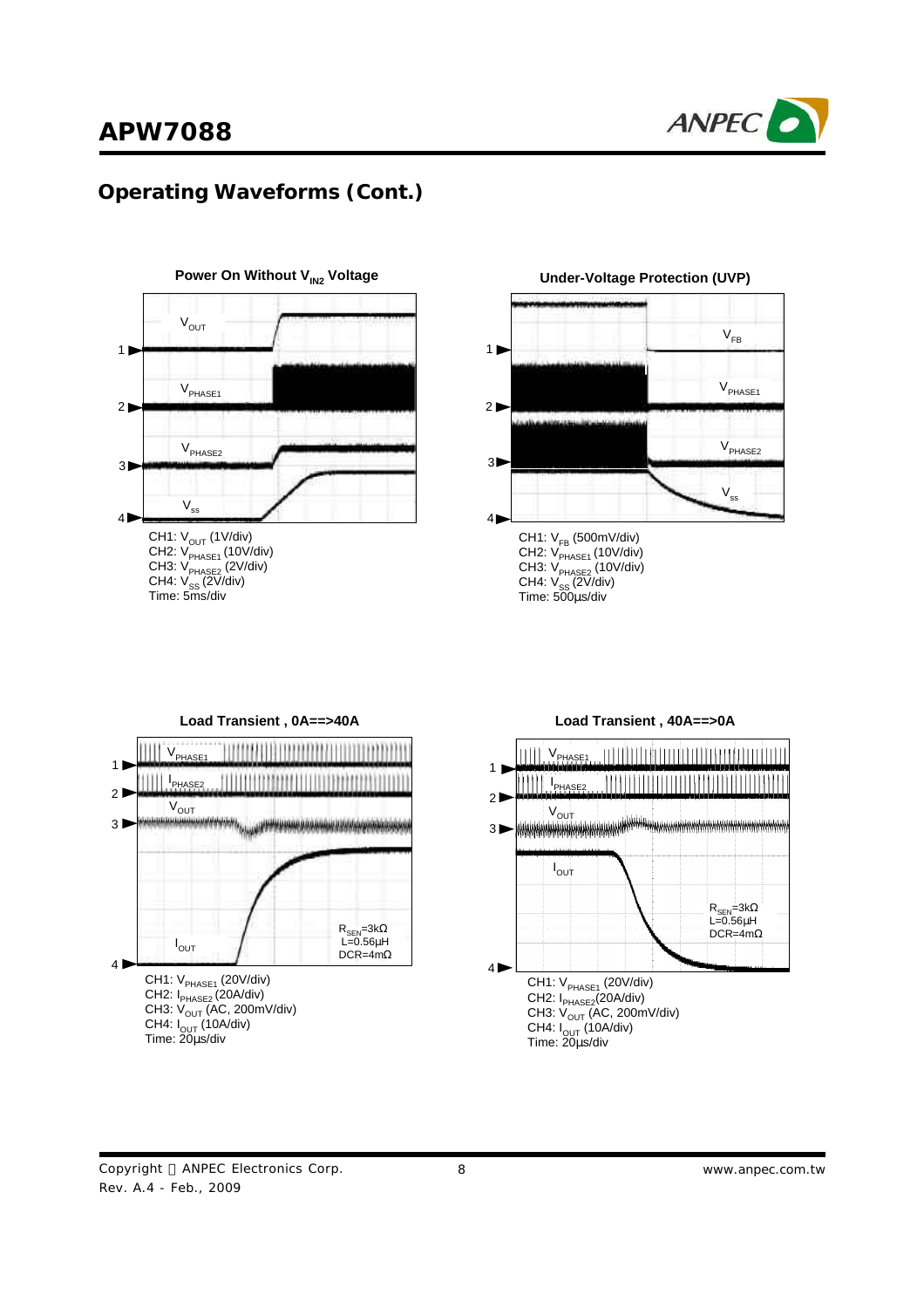## Operating Waveforms (Cont.)

**Power On Without $V_{IN2}$ Voltage**

CH1: $V_{OUT}$ (1V/div)
CH2: $V_{PHASE1}$ (10V/div)
CH3: $V_{PHASE2}$ (2V/div)
CH4: $V_{SS}$ (2V/div)
Time: 5ms/div

**Under-Voltage Protection (UVP)**

CH1: $V_{FB}$ (500mV/div)
CH2: $V_{PHASE1}$ (10V/div)
CH3: $V_{PHASE2}$ (10V/div)
CH4: $V_{SS}$ (2V/div)
Time: 500µs/div

**Load Transient , 0A==>40A**

$R_{SEN}$=3kΩ
L=0.56µH
DCR=4mΩ

CH1: $V_{PHASE1}$ (20V/div)
CH2: $I_{PHASE2}$ (20A/div)
CH3: $V_{OUT}$ (AC, 200mV/div)
CH4: $I_{OUT}$ (10A/div)
Time: 20µs/div

**Load Transient , 40A==>0A**

$R_{SEN}$=3kΩ
L=0.56µH
DCR=4mΩ

CH1: $V_{PHASE1}$ (20V/div)
CH2: $I_{PHASE2}$ (20A/div)
CH3: $V_{OUT}$ (AC, 200mV/div)
CH4: $I_{OUT}$ (10A/div)
Time: 20µs/div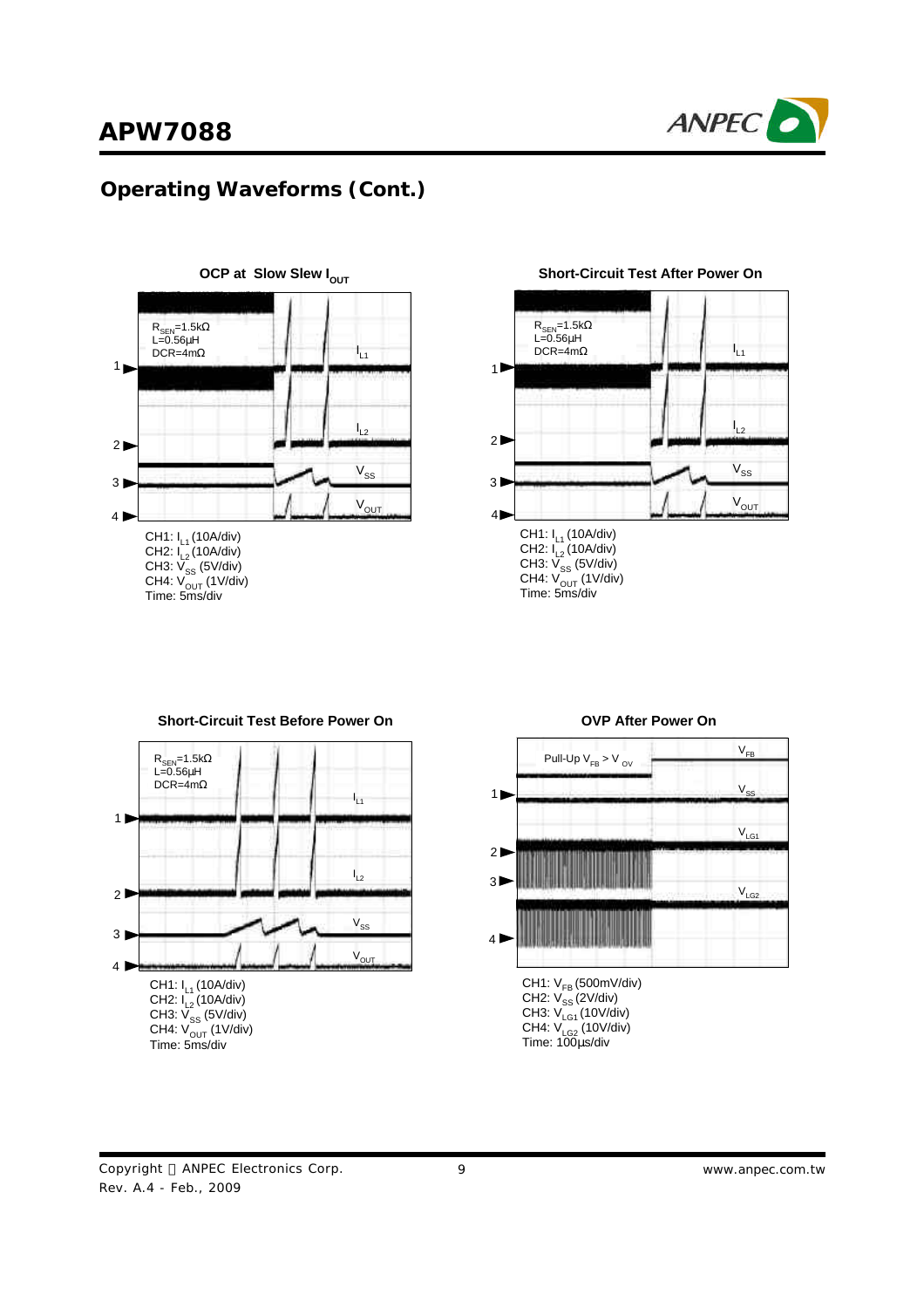## Operating Waveforms (Cont.)

**OCP at Slow Slew $I_{OUT}$**

$R_{SEN}$=1.5kΩ
L=0.56µH
DCR=4mΩ

$I_{L1}$
$I_{L2}$
$V_{SS}$
$V_{OUT}$

CH1: $I_{L1}$ (10A/div)
CH2: $I_{L2}$ (10A/div)
CH3: $V_{SS}$ (5V/div)
CH4: $V_{OUT}$ (1V/div)
Time: 5ms/div

**Short-Circuit Test After Power On**

$R_{SEN}$=1.5kΩ
L=0.56µH
DCR=4mΩ

$I_{L1}$
$I_{L2}$
$V_{SS}$
$V_{OUT}$

CH1: $I_{L1}$ (10A/div)
CH2: $I_{L2}$ (10A/div)
CH3: $V_{SS}$ (5V/div)
CH4: $V_{OUT}$ (1V/div)
Time: 5ms/div

**Short-Circuit Test Before Power On**

$R_{SEN}$=1.5kΩ
L=0.56µH
DCR=4mΩ

$I_{L1}$
$I_{L2}$
$V_{SS}$
$V_{OUT}$

CH1: $I_{L1}$ (10A/div)
CH2: $I_{L2}$ (10A/div)
CH3: $V_{SS}$ (5V/div)
CH4: $V_{OUT}$ (1V/div)
Time: 5ms/div

**OVP After Power On**

Pull-Up $V_{FB}$ > $V_{OV}$

$V_{FB}$
$V_{SS}$
$V_{LG1}$
$V_{LG2}$

CH1: $V_{FB}$ (500mV/div)
CH2: $V_{SS}$ (2V/div)
CH3: $V_{LG1}$ (10V/div)
CH4: $V_{LG2}$ (10V/div)
Time: 100µs/div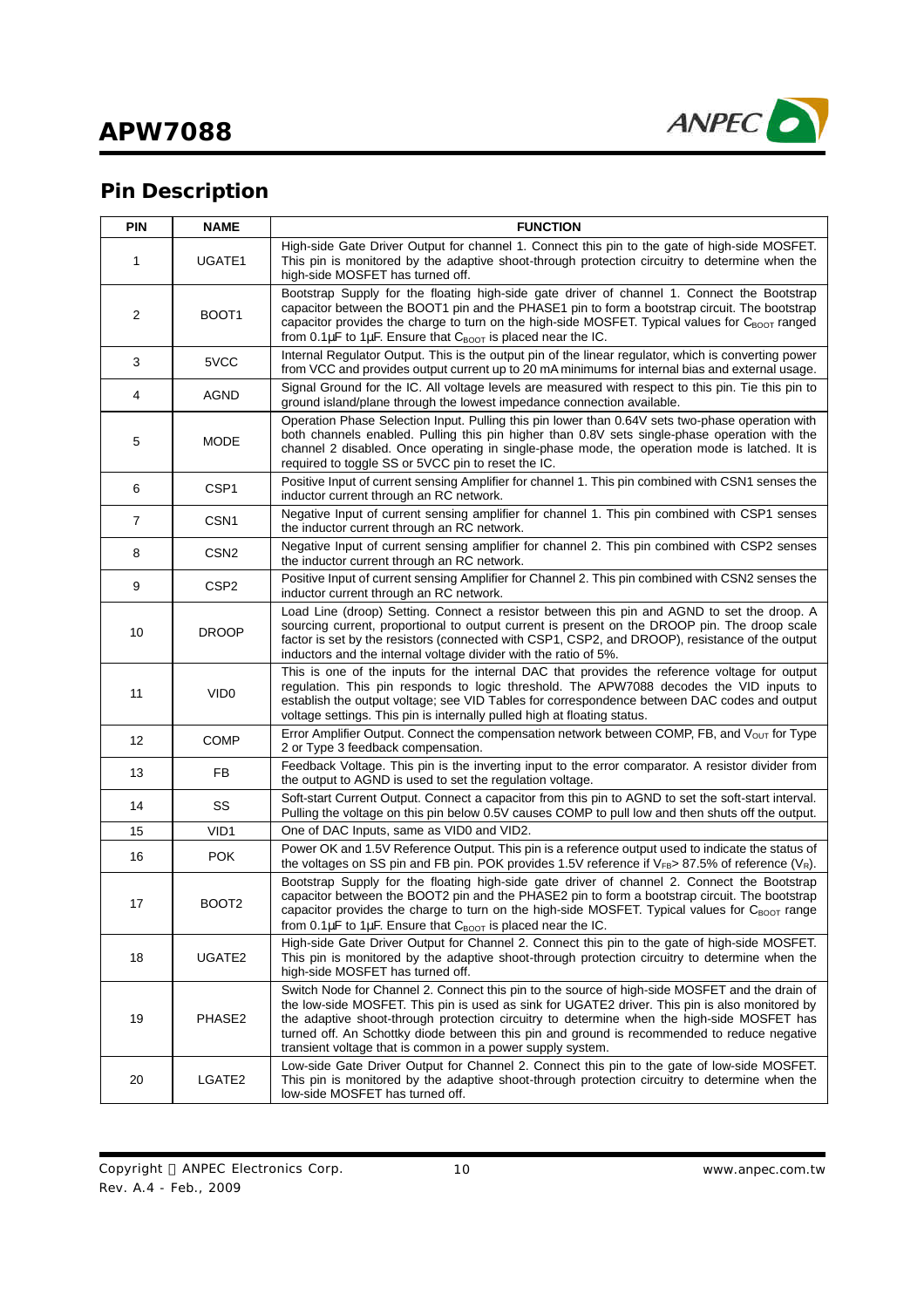## Pin Description

| PIN | NAME | FUNCTION |
|---|---|---|
| 1 | UGATE1 | High-side Gate Driver Output for channel 1. Connect this pin to the gate of high-side MOSFET. This pin is monitored by the adaptive shoot-through protection circuitry to determine when the high-side MOSFET has turned off. |
| 2 | BOOT1 | Bootstrap Supply for the floating high-side gate driver of channel 1. Connect the Bootstrap capacitor between the BOOT1 pin and the PHASE1 pin to form a bootstrap circuit. The bootstrap capacitor provides the charge to turn on the high-side MOSFET. Typical values for $C_{BOOT}$ ranged from 0.1μF to 1μF. Ensure that $C_{BOOT}$ is placed near the IC. |
| 3 | 5VCC | Internal Regulator Output. This is the output pin of the linear regulator, which is converting power from VCC and provides output current up to 20 mA minimums for internal bias and external usage. |
| 4 | AGND | Signal Ground for the IC. All voltage levels are measured with respect to this pin. Tie this pin to ground island/plane through the lowest impedance connection available. |
| 5 | MODE | Operation Phase Selection Input. Pulling this pin lower than 0.64V sets two-phase operation with both channels enabled. Pulling this pin higher than 0.8V sets single-phase operation with the channel 2 disabled. Once operating in single-phase mode, the operation mode is latched. It is required to toggle SS or 5VCC pin to reset the IC. |
| 6 | CSP1 | Positive Input of current sensing Amplifier for channel 1. This pin combined with CSN1 senses the inductor current through an RC network. |
| 7 | CSN1 | Negative Input of current sensing amplifier for channel 1. This pin combined with CSP1 senses the inductor current through an RC network. |
| 8 | CSN2 | Negative Input of current sensing amplifier for channel 2. This pin combined with CSP2 senses the inductor current through an RC network. |
| 9 | CSP2 | Positive Input of current sensing Amplifier for Channel 2. This pin combined with CSN2 senses the inductor current through an RC network. |
| 10 | DROOP | Load Line (droop) Setting. Connect a resistor between this pin and AGND to set the droop. A sourcing current, proportional to output current is present on the DROOP pin. The droop scale factor is set by the resistors (connected with CSP1, CSP2, and DROOP), resistance of the output inductors and the internal voltage divider with the ratio of 5%. |
| 11 | VID0 | This is one of the inputs for the internal DAC that provides the reference voltage for output regulation. This pin responds to logic threshold. The APW7088 decodes the VID inputs to establish the output voltage; see VID Tables for correspondence between DAC codes and output voltage settings. This pin is internally pulled high at floating status. |
| 12 | COMP | Error Amplifier Output. Connect the compensation network between COMP, FB, and $V_{OUT}$ for Type 2 or Type 3 feedback compensation. |
| 13 | FB | Feedback Voltage. This pin is the inverting input to the error comparator. A resistor divider from the output to AGND is used to set the regulation voltage. |
| 14 | SS | Soft-start Current Output. Connect a capacitor from this pin to AGND to set the soft-start interval. Pulling the voltage on this pin below 0.5V causes COMP to pull low and then shuts off the output. |
| 15 | VID1 | One of DAC Inputs, same as VID0 and VID2. |
| 16 | POK | Power OK and 1.5V Reference Output. This pin is a reference output used to indicate the status of the voltages on SS pin and FB pin. POK provides 1.5V reference if $V_{FB}$> 87.5% of reference ($V_R$). |
| 17 | BOOT2 | Bootstrap Supply for the floating high-side gate driver of channel 2. Connect the Bootstrap capacitor between the BOOT2 pin and the PHASE2 pin to form a bootstrap circuit. The bootstrap capacitor provides the charge to turn on the high-side MOSFET. Typical values for $C_{BOOT}$ range from 0.1μF to 1μF. Ensure that $C_{BOOT}$ is placed near the IC. |
| 18 | UGATE2 | High-side Gate Driver Output for Channel 2. Connect this pin to the gate of high-side MOSFET. This pin is monitored by the adaptive shoot-through protection circuitry to determine when the high-side MOSFET has turned off. |
| 19 | PHASE2 | Switch Node for Channel 2. Connect this pin to the source of high-side MOSFET and the drain of the low-side MOSFET. This pin is used as sink for UGATE2 driver. This pin is also monitored by the adaptive shoot-through protection circuitry to determine when the high-side MOSFET has turned off. An Schottky diode between this pin and ground is recommended to reduce negative transient voltage that is common in a power supply system. |
| 20 | LGATE2 | Low-side Gate Driver Output for Channel 2. Connect this pin to the gate of low-side MOSFET. This pin is monitored by the adaptive shoot-through protection circuitry to determine when the low-side MOSFET has turned off. |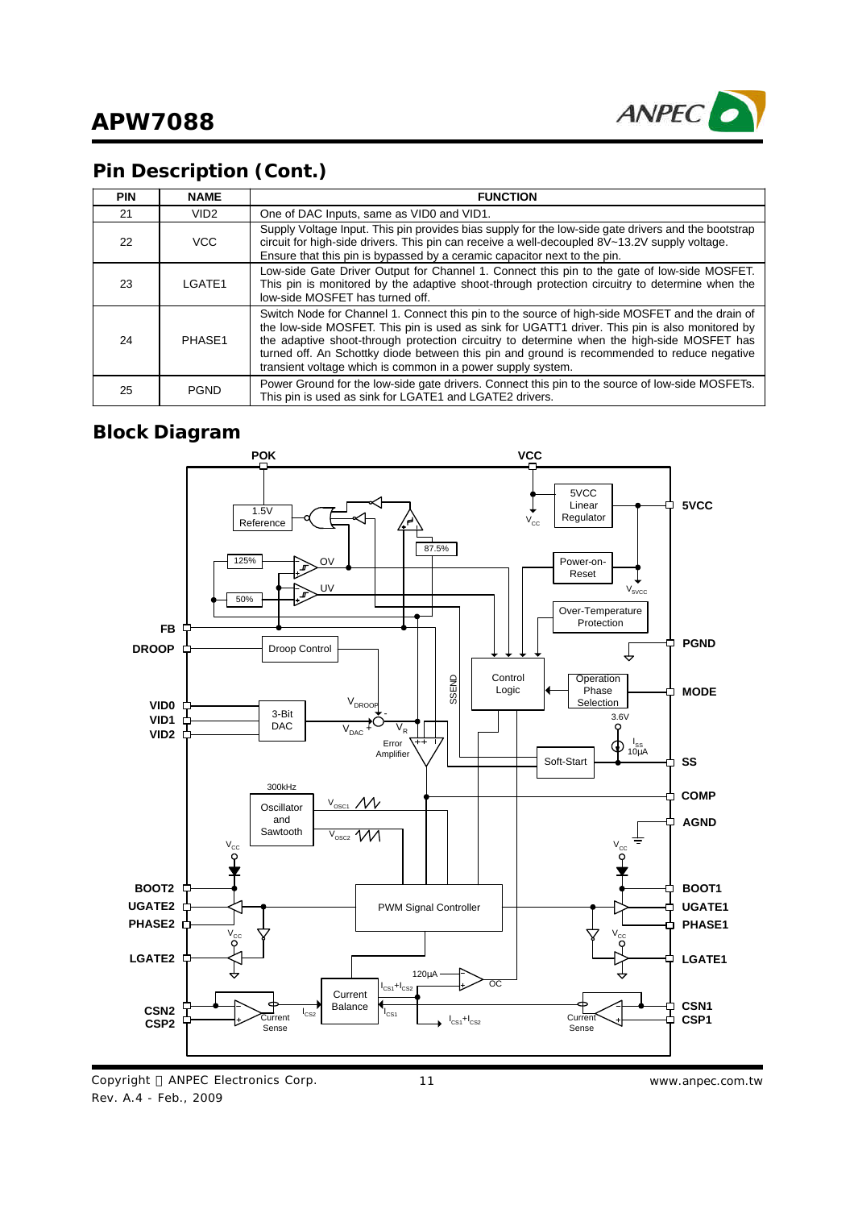## Pin Description (Cont.)

| PIN | NAME | FUNCTION |
|---|---|---|
| 21 | VID2 | One of DAC Inputs, same as VID0 and VID1. |
| 22 | VCC | Supply Voltage Input. This pin provides bias supply for the low-side gate drivers and the bootstrap circuit for high-side drivers. This pin can receive a well-decoupled 8V~13.2V supply voltage. Ensure that this pin is bypassed by a ceramic capacitor next to the pin. |
| 23 | LGATE1 | Low-side Gate Driver Output for Channel 1. Connect this pin to the gate of low-side MOSFET. This pin is monitored by the adaptive shoot-through protection circuitry to determine when the low-side MOSFET has turned off. |
| 24 | PHASE1 | Switch Node for Channel 1. Connect this pin to the source of high-side MOSFET and the drain of the low-side MOSFET. This pin is used as sink for UGATT1 driver. This pin is also monitored by the adaptive shoot-through protection circuitry to determine when the high-side MOSFET has turned off. An Schottky diode between this pin and ground is recommended to reduce negative transient voltage which is common in a power supply system. |
| 25 | PGND | Power Ground for the low-side gate drivers. Connect this pin to the source of low-side MOSFETs. This pin is used as sink for LGATE1 and LGATE2 drivers. |

## Block Diagram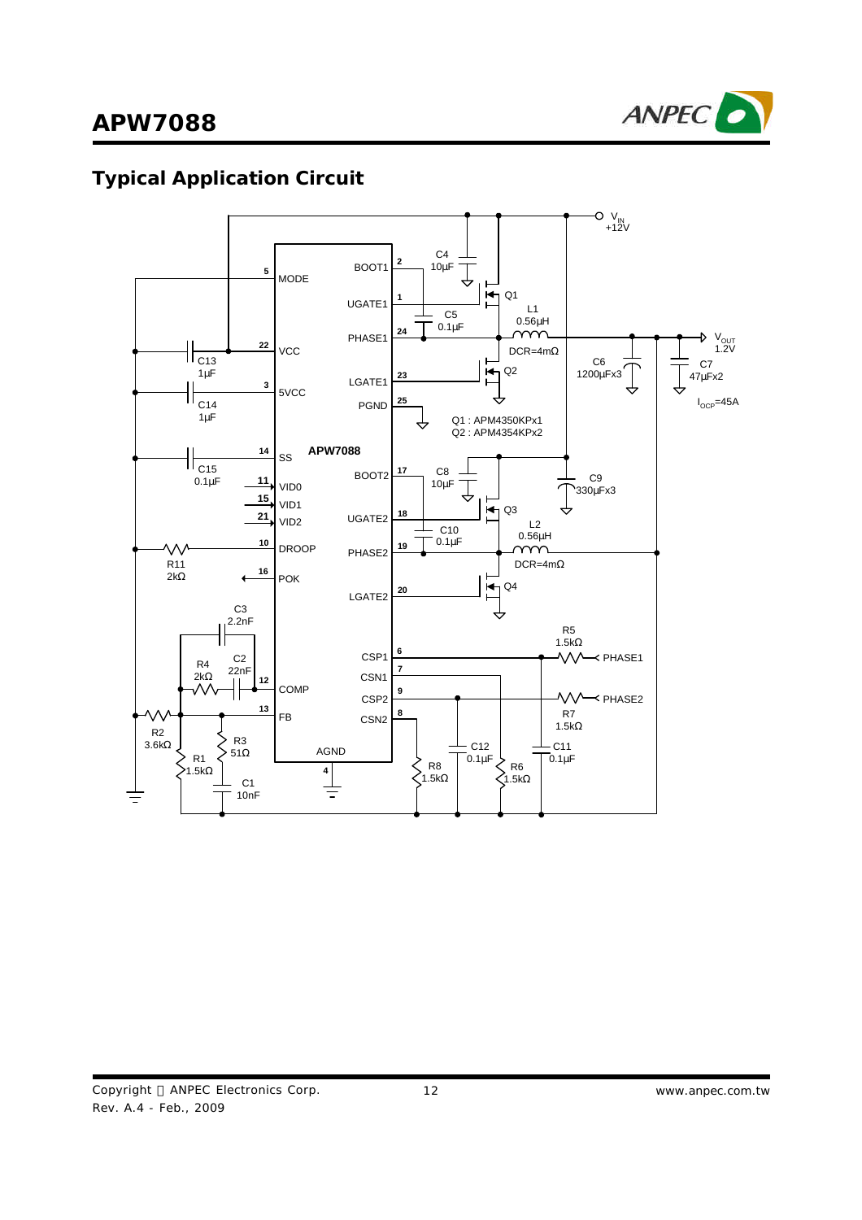## Typical Application Circuit

$V_{IN}$ +12V

APW7088

| Component | Value |
|---|---|
| C4 | 10µF |
| C5 | 0.1µF |
| L1 | 0.56µH, DCR=4mΩ |
| C6 | 1200µFx3 |
| C7 | 47µFx2 |
| C8 | 10µF |
| C9 | 330µFx3 |
| C10 | 0.1µF |
| L2 | 0.56µH, DCR=4mΩ |
| C13 | 1µF |
| C14 | 1µF |
| C15 | 0.1µF |
| R11 | 2kΩ |
| C3 | 2.2nF |
| R4 | 2kΩ |
| C2 | 22nF |
| R2 | 3.6kΩ |
| R1 | 1.5kΩ |
| R3 | 51Ω |
| C1 | 10nF |
| R5 | 1.5kΩ |
| R7 | 1.5kΩ |
| R8 | 1.5kΩ |
| C12 | 0.1µF |
| R6 | 1.5kΩ |
| C11 | 0.1µF |

Q1 : APM4350KPx1
Q2 : APM4354KPx2

$V_{OUT}$ 1.2V

$I_{OCP}$=45A

Pins: 5 MODE, 22 VCC, 3 5VCC, 14 SS, 11 VID0, 15 VID1, 21 VID2, 10 DROOP, 16 POK, 12 COMP, 13 FB, 4 AGND, 2 BOOT1, 1 UGATE1, 24 PHASE1, 23 LGATE1, 25 PGND, 17 BOOT2, 18 UGATE2, 19 PHASE2, 20 LGATE2, 6 CSP1, 7 CSN1, 9 CSP2, 8 CSN2

PHASE1, PHASE2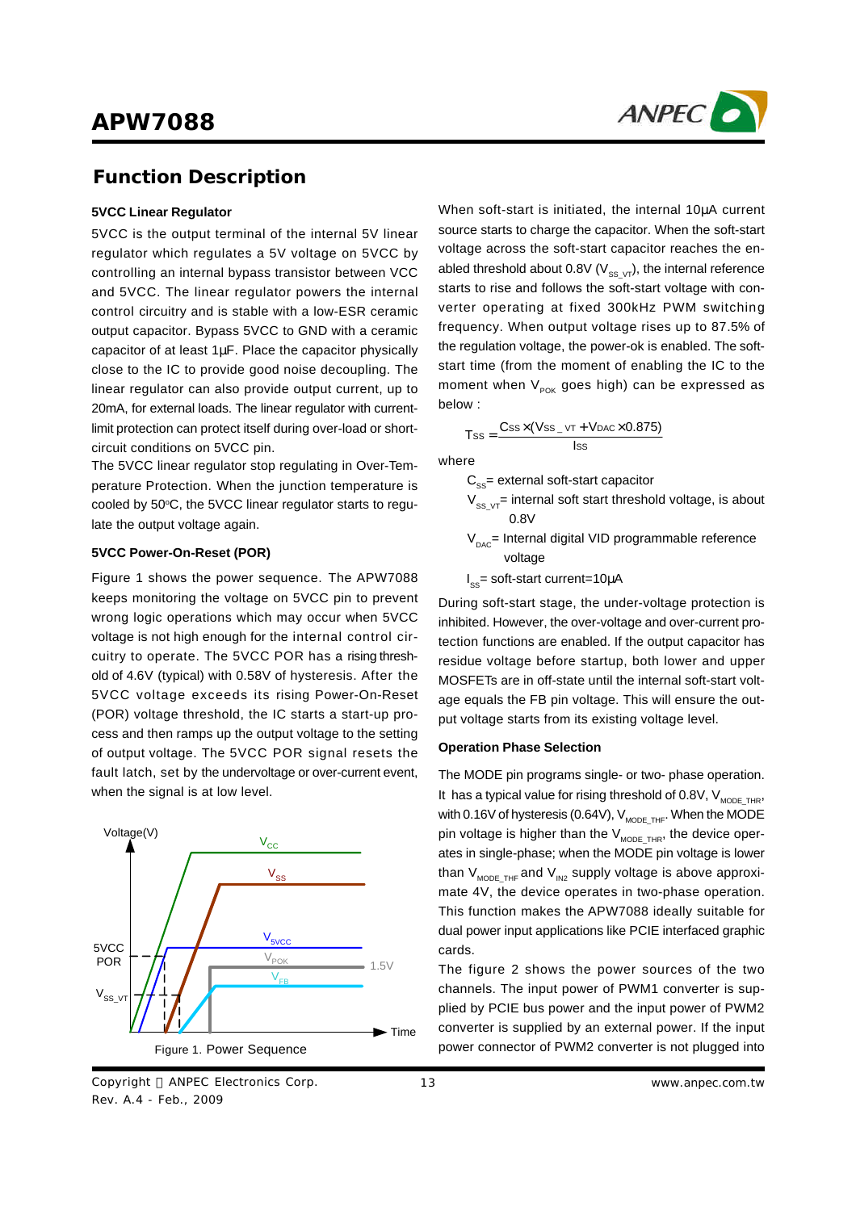## Function Description

### 5VCC Linear Regulator

5VCC is the output terminal of the internal 5V linear regulator which regulates a 5V voltage on 5VCC by controlling an internal bypass transistor between VCC and 5VCC. The linear regulator powers the internal control circuitry and is stable with a low-ESR ceramic output capacitor. Bypass 5VCC to GND with a ceramic capacitor of at least 1µF. Place the capacitor physically close to the IC to provide good noise decoupling. The linear regulator can also provide output current, up to 20mA, for external loads. The linear regulator with current-limit protection can protect itself during over-load or short-circuit conditions on 5VCC pin.

The 5VCC linear regulator stop regulating in Over-Temperature Protection. When the junction temperature is cooled by 50°C, the 5VCC linear regulator starts to regulate the output voltage again.

### 5VCC Power-On-Reset (POR)

Figure 1 shows the power sequence. The APW7088 keeps monitoring the voltage on 5VCC pin to prevent wrong logic operations which may occur when 5VCC voltage is not high enough for the internal control circuitry to operate. The 5VCC POR has a rising threshold of 4.6V (typical) with 0.58V of hysteresis. After the 5VCC voltage exceeds its rising Power-On-Reset (POR) voltage threshold, the IC starts a start-up process and then ramps up the output voltage to the setting of output voltage. The 5VCC POR signal resets the fault latch, set by the undervoltage or over-current event, when the signal is at low level.

Figure 1. Power Sequence

When soft-start is initiated, the internal 10µA current source starts to charge the capacitor. When the soft-start voltage across the soft-start capacitor reaches the enabled threshold about 0.8V ($V_{SS\_VT}$), the internal reference starts to rise and follows the soft-start voltage with converter operating at fixed 300kHz PWM switching frequency. When output voltage rises up to 87.5% of the regulation voltage, the power-ok is enabled. The soft-start time (from the moment of enabling the IC to the moment when $V_{POK}$ goes high) can be expressed as below :

$$T_{SS} = \frac{C_{SS} \times (V_{SS\_VT} + V_{DAC} \times 0.875)}{I_{SS}}$$

where

- $C_{SS}$ = external soft-start capacitor
- $V_{SS\_VT}$ = internal soft start threshold voltage, is about 0.8V
- $V_{DAC}$ = Internal digital VID programmable reference voltage
- $I_{SS}$ = soft-start current=10µA

During soft-start stage, the under-voltage protection is inhibited. However, the over-voltage and over-current protection functions are enabled. If the output capacitor has residue voltage before startup, both lower and upper MOSFETs are in off-state until the internal soft-start voltage equals the FB pin voltage. This will ensure the output voltage starts from its existing voltage level.

### Operation Phase Selection

The MODE pin programs single- or two- phase operation. It has a typical value for rising threshold of 0.8V, $V_{MODE\_THR}$, with 0.16V of hysteresis (0.64V), $V_{MODE\_THF}$. When the MODE pin voltage is higher than the $V_{MODE\_THR}$, the device operates in single-phase; when the MODE pin voltage is lower than $V_{MODE\_THF}$ and $V_{IN2}$ supply voltage is above approximate 4V, the device operates in two-phase operation. This function makes the APW7088 ideally suitable for dual power input applications like PCIE interfaced graphic cards.

The figure 2 shows the power sources of the two channels. The input power of PWM1 converter is supplied by PCIE bus power and the input power of PWM2 converter is supplied by an external power. If the input power connector of PWM2 converter is not plugged into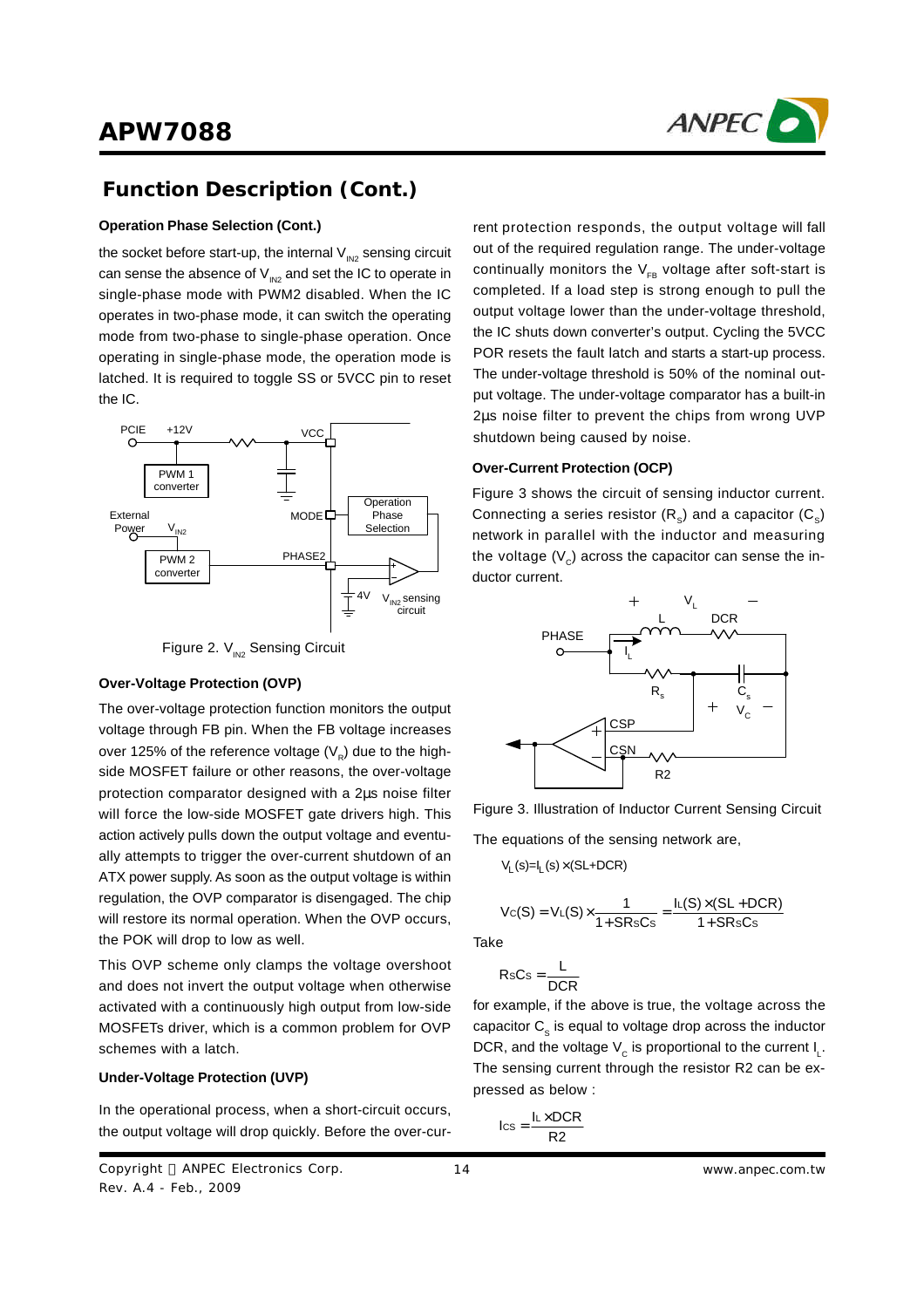## Function Description (Cont.)

### Operation Phase Selection (Cont.)

the socket before start-up, the internal $V_{IN2}$ sensing circuit can sense the absence of $V_{IN2}$ and set the IC to operate in single-phase mode with PWM2 disabled. When the IC operates in two-phase mode, it can switch the operating mode from two-phase to single-phase operation. Once operating in single-phase mode, the operation mode is latched. It is required to toggle SS or 5VCC pin to reset the IC.

Figure 2. $V_{IN2}$ Sensing Circuit

### Over-Voltage Protection (OVP)

The over-voltage protection function monitors the output voltage through FB pin. When the FB voltage increases over 125% of the reference voltage ($V_R$) due to the high-side MOSFET failure or other reasons, the over-voltage protection comparator designed with a 2µs noise filter will force the low-side MOSFET gate drivers high. This action actively pulls down the output voltage and eventually attempts to trigger the over-current shutdown of an ATX power supply. As soon as the output voltage is within regulation, the OVP comparator is disengaged. The chip will restore its normal operation. When the OVP occurs, the POK will drop to low as well.

This OVP scheme only clamps the voltage overshoot and does not invert the output voltage when otherwise activated with a continuously high output from low-side MOSFETs driver, which is a common problem for OVP schemes with a latch.

### Under-Voltage Protection (UVP)

In the operational process, when a short-circuit occurs, the output voltage will drop quickly. Before the over-current protection responds, the output voltage will fall out of the required regulation range. The under-voltage continually monitors the $V_{FB}$ voltage after soft-start is completed. If a load step is strong enough to pull the output voltage lower than the under-voltage threshold, the IC shuts down converter's output. Cycling the 5VCC POR resets the fault latch and starts a start-up process. The under-voltage threshold is 50% of the nominal output voltage. The under-voltage comparator has a built-in 2µs noise filter to prevent the chips from wrong UVP shutdown being caused by noise.

### Over-Current Protection (OCP)

Figure 3 shows the circuit of sensing inductor current. Connecting a series resistor ($R_S$) and a capacitor ($C_S$) network in parallel with the inductor and measuring the voltage ($V_C$) across the capacitor can sense the inductor current.

Figure 3. Illustration of Inductor Current Sensing Circuit

The equations of the sensing network are,

$$V_L(s) = I_L(s) \times (SL + DCR)$$

$$V_C(S) = V_L(S) \times \frac{1}{1 + SR_SC_S} = \frac{I_L(S) \times (SL + DCR)}{1 + SR_SC_S}$$

Take

$$R_SC_S = \frac{L}{DCR}$$

for example, if the above is true, the voltage across the capacitor $C_S$ is equal to voltage drop across the inductor DCR, and the voltage $V_C$ is proportional to the current $I_L$. The sensing current through the resistor R2 can be expressed as below :

$$I_{CS} = \frac{I_L \times DCR}{R2}$$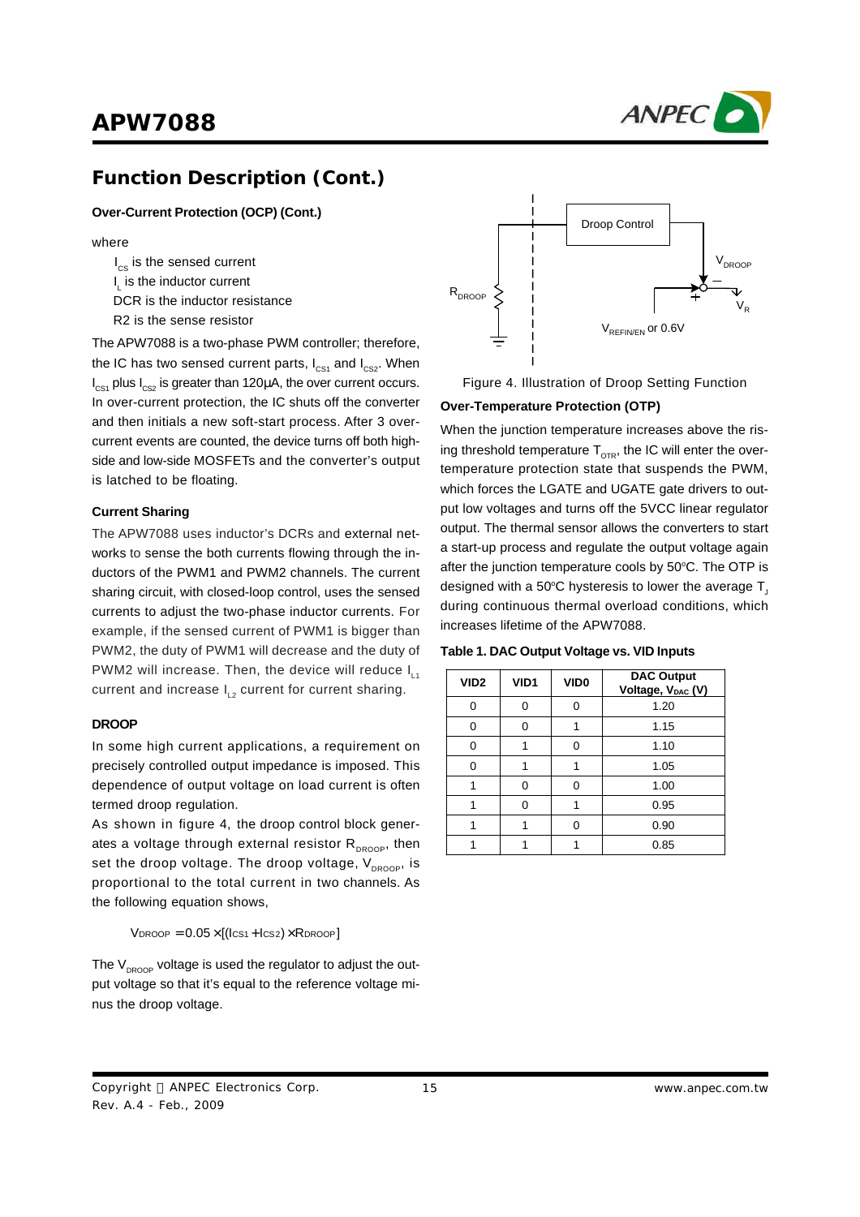## Function Description (Cont.)

**Over-Current Protection (OCP) (Cont.)**

where

$I_{CS}$ is the sensed current
$I_L$ is the inductor current
DCR is the inductor resistance
R2 is the sense resistor

The APW7088 is a two-phase PWM controller; therefore, the IC has two sensed current parts, $I_{CS1}$ and $I_{CS2}$. When $I_{CS1}$ plus $I_{CS2}$ is greater than 120μA, the over current occurs. In over-current protection, the IC shuts off the converter and then initials a new soft-start process. After 3 over-current events are counted, the device turns off both high-side and low-side MOSFETs and the converter's output is latched to be floating.

**Current Sharing**

The APW7088 uses inductor's DCRs and external networks to sense the both currents flowing through the inductors of the PWM1 and PWM2 channels. The current sharing circuit, with closed-loop control, uses the sensed currents to adjust the two-phase inductor currents. For example, if the sensed current of PWM1 is bigger than PWM2, the duty of PWM1 will decrease and the duty of PWM2 will increase. Then, the device will reduce $I_{L1}$ current and increase $I_{L2}$ current for current sharing.

**DROOP**

In some high current applications, a requirement on precisely controlled output impedance is imposed. This dependence of output voltage on load current is often termed droop regulation.

As shown in figure 4, the droop control block generates a voltage through external resistor $R_{DROOP}$, then set the droop voltage. The droop voltage, $V_{DROOP}$, is proportional to the total current in two channels. As the following equation shows,

$$V_{DROOP} = 0.05 \times [(I_{CS1} + I_{CS2}) \times R_{DROOP}]$$

The $V_{DROOP}$ voltage is used the regulator to adjust the output voltage so that it's equal to the reference voltage minus the droop voltage.

Figure 4. Illustration of Droop Setting Function

**Over-Temperature Protection (OTP)**

When the junction temperature increases above the rising threshold temperature $T_{OTR}$, the IC will enter the over-temperature protection state that suspends the PWM, which forces the LGATE and UGATE gate drivers to output low voltages and turns off the 5VCC linear regulator output. The thermal sensor allows the converters to start a start-up process and regulate the output voltage again after the junction temperature cools by 50°C. The OTP is designed with a 50°C hysteresis to lower the average $T_J$ during continuous thermal overload conditions, which increases lifetime of the APW7088.

**Table 1. DAC Output Voltage vs. VID Inputs**

| VID2 | VID1 | VID0 | DAC Output Voltage, $V_{DAC}$ (V) |
|---|---|---|---|
| 0 | 0 | 0 | 1.20 |
| 0 | 0 | 1 | 1.15 |
| 0 | 1 | 0 | 1.10 |
| 0 | 1 | 1 | 1.05 |
| 1 | 0 | 0 | 1.00 |
| 1 | 0 | 1 | 0.95 |
| 1 | 1 | 0 | 0.90 |
| 1 | 1 | 1 | 0.85 |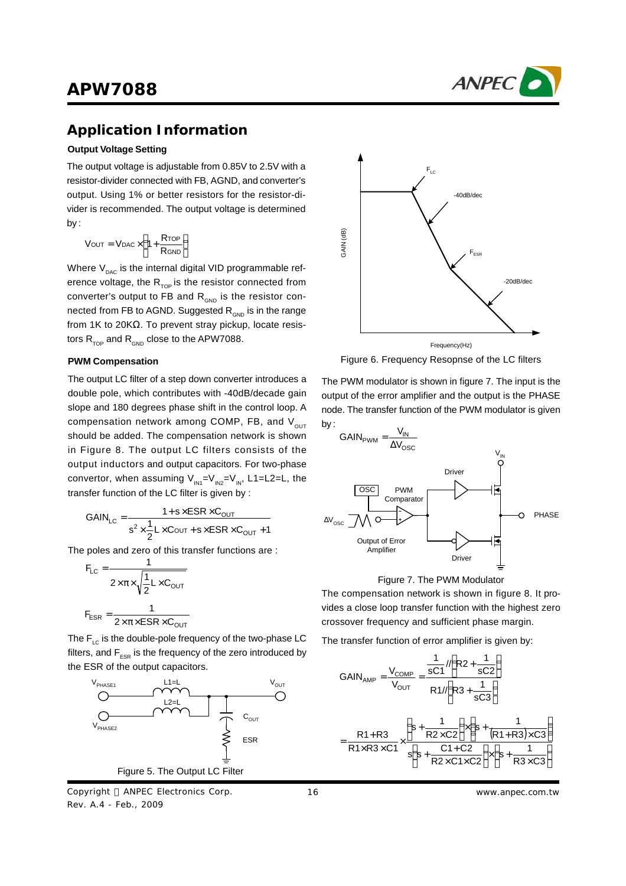## Application Information

### Output Voltage Setting

The output voltage is adjustable from 0.85V to 2.5V with a resistor-divider connected with FB, AGND, and converter's output. Using 1% or better resistors for the resistor-divider is recommended. The output voltage is determined by :

$$V_{OUT} = V_{DAC} \times \left(1 + \frac{R_{TOP}}{R_{GND}}\right)$$

Where $V_{DAC}$ is the internal digital VID programmable reference voltage, the $R_{TOP}$ is the resistor connected from converter's output to FB and $R_{GND}$ is the resistor connected from FB to AGND. Suggested $R_{GND}$ is in the range from 1K to 20KΩ. To prevent stray pickup, locate resistors $R_{TOP}$ and $R_{GND}$ close to the APW7088.

### PWM Compensation

The output LC filter of a step down converter introduces a double pole, which contributes with -40dB/decade gain slope and 180 degrees phase shift in the control loop. A compensation network among COMP, FB, and $V_{OUT}$ should be added. The compensation network is shown in Figure 8. The output LC filters consists of the output inductors and output capacitors. For two-phase convertor, when assuming $V_{IN1}=V_{IN2}=V_{IN}$, L1=L2=L, the transfer function of the LC filter is given by :

$$GAIN_{LC} = \frac{1 + s \times ESR \times C_{OUT}}{s^2 \times \frac{1}{2} L \times C_{OUT} + s \times ESR \times C_{OUT} + 1}$$

The poles and zero of this transfer functions are :

$$F_{LC} = \frac{1}{2 \times \pi \times \sqrt{\frac{1}{2} L \times C_{OUT}}}$$

$$F_{ESR} = \frac{1}{2 \times \pi \times ESR \times C_{OUT}}$$

The $F_{LC}$ is the double-pole frequency of the two-phase LC filters, and $F_{ESR}$ is the frequency of the zero introduced by the ESR of the output capacitors.

Figure 5. The Output LC Filter

Figure 6. Frequency Resopnse of the LC filters

The PWM modulator is shown in figure 7. The input is the output of the error amplifier and the output is the PHASE node. The transfer function of the PWM modulator is given by :

$$GAIN_{PWM} = \frac{V_{IN}}{\Delta V_{OSC}}$$

Figure 7. The PWM Modulator

The compensation network is shown in figure 8. It provides a close loop transfer function with the highest zero crossover frequency and sufficient phase margin.

The transfer function of error amplifier is given by:

$$GAIN_{AMP} = \frac{V_{COMP}}{V_{OUT}} = \frac{\frac{1}{sC1} // \left(R2 + \frac{1}{sC2}\right)}{R1 // \left(R3 + \frac{1}{sC3}\right)}$$

$$= \frac{R1 + R3}{R1 \times R3 \times C1} \times \frac{\left(s + \frac{1}{R2 \times C2}\right) \times \left(s + \frac{1}{(R1+R3) \times C3}\right)}{s\left(s + \frac{C1 + C2}{R2 \times C1 \times C2}\right) \times \left(s + \frac{1}{R3 \times C3}\right)}$$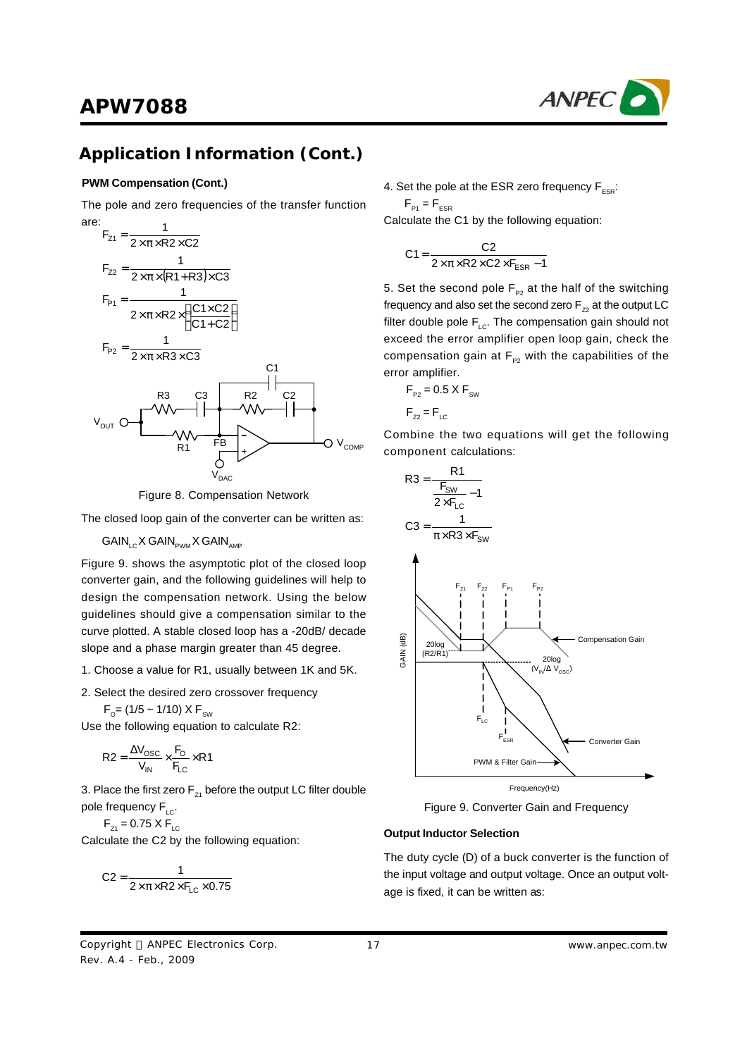## Application Information (Cont.)

**PWM Compensation (Cont.)**

The pole and zero frequencies of the transfer function are:

$$F_{Z1} = \frac{1}{2 \times \pi \times R2 \times C2}$$

$$F_{Z2} = \frac{1}{2 \times \pi \times (R1 + R3) \times C3}$$

$$F_{P1} = \frac{1}{2 \times \pi \times R2 \times \left(\frac{C1 \times C2}{C1 + C2}\right)}$$

$$F_{P2} = \frac{1}{2 \times \pi \times R3 \times C3}$$

Figure 8. Compensation Network

The closed loop gain of the converter can be written as:

$GAIN_{LC}$ X $GAIN_{PWM}$ X $GAIN_{AMP}$

Figure 9. shows the asymptotic plot of the closed loop converter gain, and the following guidelines will help to design the compensation network. Using the below guidelines should give a compensation similar to the curve plotted. A stable closed loop has a -20dB/ decade slope and a phase margin greater than 45 degree.

1. Choose a value for R1, usually between 1K and 5K.
2. Select the desired zero crossover frequency

   $F_O = (1/5 \sim 1/10) \times F_{SW}$

   Use the following equation to calculate R2:

$$R2 = \frac{\Delta V_{OSC}}{V_{IN}} \times \frac{F_O}{F_{LC}} \times R1$$

3. Place the first zero $F_{Z1}$ before the output LC filter double pole frequency $F_{LC}$.

   $F_{Z1} = 0.75 \times F_{LC}$

   Calculate the C2 by the following equation:

$$C2 = \frac{1}{2 \times \pi \times R2 \times F_{LC} \times 0.75}$$

4. Set the pole at the ESR zero frequency $F_{ESR}$:

   $F_{P1} = F_{ESR}$

   Calculate the C1 by the following equation:

$$C1 = \frac{C2}{2 \times \pi \times R2 \times C2 \times F_{ESR} - 1}$$

5. Set the second pole $F_{P2}$ at the half of the switching frequency and also set the second zero $F_{Z2}$ at the output LC filter double pole $F_{LC}$. The compensation gain should not exceed the error amplifier open loop gain, check the compensation gain at $F_{P2}$ with the capabilities of the error amplifier.

   $F_{P2} = 0.5 \times F_{SW}$

   $F_{Z2} = F_{LC}$

Combine the two equations will get the following component calculations:

$$R3 = \frac{R1}{\frac{F_{SW}}{2 \times F_{LC}} - 1}$$

$$C3 = \frac{1}{\pi \times R3 \times F_{SW}}$$

Figure 9. Converter Gain and Frequency

**Output Inductor Selection**

The duty cycle (D) of a buck converter is the function of the input voltage and output voltage. Once an output voltage is fixed, it can be written as: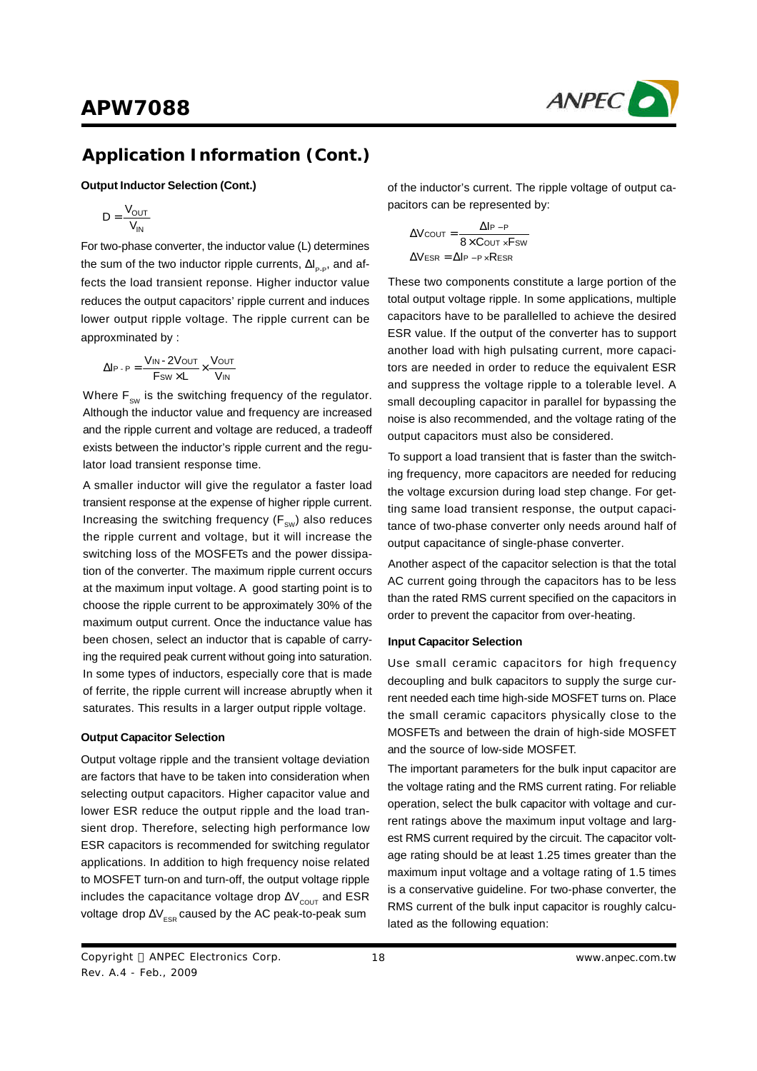## Application Information (Cont.)

**Output Inductor Selection (Cont.)**

$$D = \frac{V_{OUT}}{V_{IN}}$$

For two-phase converter, the inductor value (L) determines the sum of the two inductor ripple currents, $\Delta I_{P-P}$, and affects the load transient reponse. Higher inductor value reduces the output capacitors' ripple current and induces lower output ripple voltage. The ripple current can be approxminated by :

$$\Delta I_{P-P} = \frac{V_{IN} - 2V_{OUT}}{F_{SW} \times L} \times \frac{V_{OUT}}{V_{IN}}$$

Where $F_{SW}$ is the switching frequency of the regulator. Although the inductor value and frequency are increased and the ripple current and voltage are reduced, a tradeoff exists between the inductor's ripple current and the regulator load transient response time.

A smaller inductor will give the regulator a faster load transient response at the expense of higher ripple current. Increasing the switching frequency ($F_{SW}$) also reduces the ripple current and voltage, but it will increase the switching loss of the MOSFETs and the power dissipation of the converter. The maximum ripple current occurs at the maximum input voltage. A good starting point is to choose the ripple current to be approximately 30% of the maximum output current. Once the inductance value has been chosen, select an inductor that is capable of carrying the required peak current without going into saturation. In some types of inductors, especially core that is made of ferrite, the ripple current will increase abruptly when it saturates. This results in a larger output ripple voltage.

**Output Capacitor Selection**

Output voltage ripple and the transient voltage deviation are factors that have to be taken into consideration when selecting output capacitors. Higher capacitor value and lower ESR reduce the output ripple and the load transient drop. Therefore, selecting high performance low ESR capacitors is recommended for switching regulator applications. In addition to high frequency noise related to MOSFET turn-on and turn-off, the output voltage ripple includes the capacitance voltage drop $\Delta V_{COUT}$ and ESR voltage drop $\Delta V_{ESR}$ caused by the AC peak-to-peak sum of the inductor's current. The ripple voltage of output capacitors can be represented by:

$$\Delta V_{COUT} = \frac{\Delta I_{P-P}}{8 \times C_{OUT} \times F_{SW}}$$

$$\Delta V_{ESR} = \Delta I_{P-P} \times R_{ESR}$$

These two components constitute a large portion of the total output voltage ripple. In some applications, multiple capacitors have to be parallelled to achieve the desired ESR value. If the output of the converter has to support another load with high pulsating current, more capacitors are needed in order to reduce the equivalent ESR and suppress the voltage ripple to a tolerable level. A small decoupling capacitor in parallel for bypassing the noise is also recommended, and the voltage rating of the output capacitors must also be considered.

To support a load transient that is faster than the switching frequency, more capacitors are needed for reducing the voltage excursion during load step change. For getting same load transient response, the output capacitance of two-phase converter only needs around half of output capacitance of single-phase converter.

Another aspect of the capacitor selection is that the total AC current going through the capacitors has to be less than the rated RMS current specified on the capacitors in order to prevent the capacitor from over-heating.

**Input Capacitor Selection**

Use small ceramic capacitors for high frequency decoupling and bulk capacitors to supply the surge current needed each time high-side MOSFET turns on. Place the small ceramic capacitors physically close to the MOSFETs and between the drain of high-side MOSFET and the source of low-side MOSFET.

The important parameters for the bulk input capacitor are the voltage rating and the RMS current rating. For reliable operation, select the bulk capacitor with voltage and current ratings above the maximum input voltage and largest RMS current required by the circuit. The capacitor voltage rating should be at least 1.25 times greater than the maximum input voltage and a voltage rating of 1.5 times is a conservative guideline. For two-phase converter, the RMS current of the bulk input capacitor is roughly calculated as the following equation: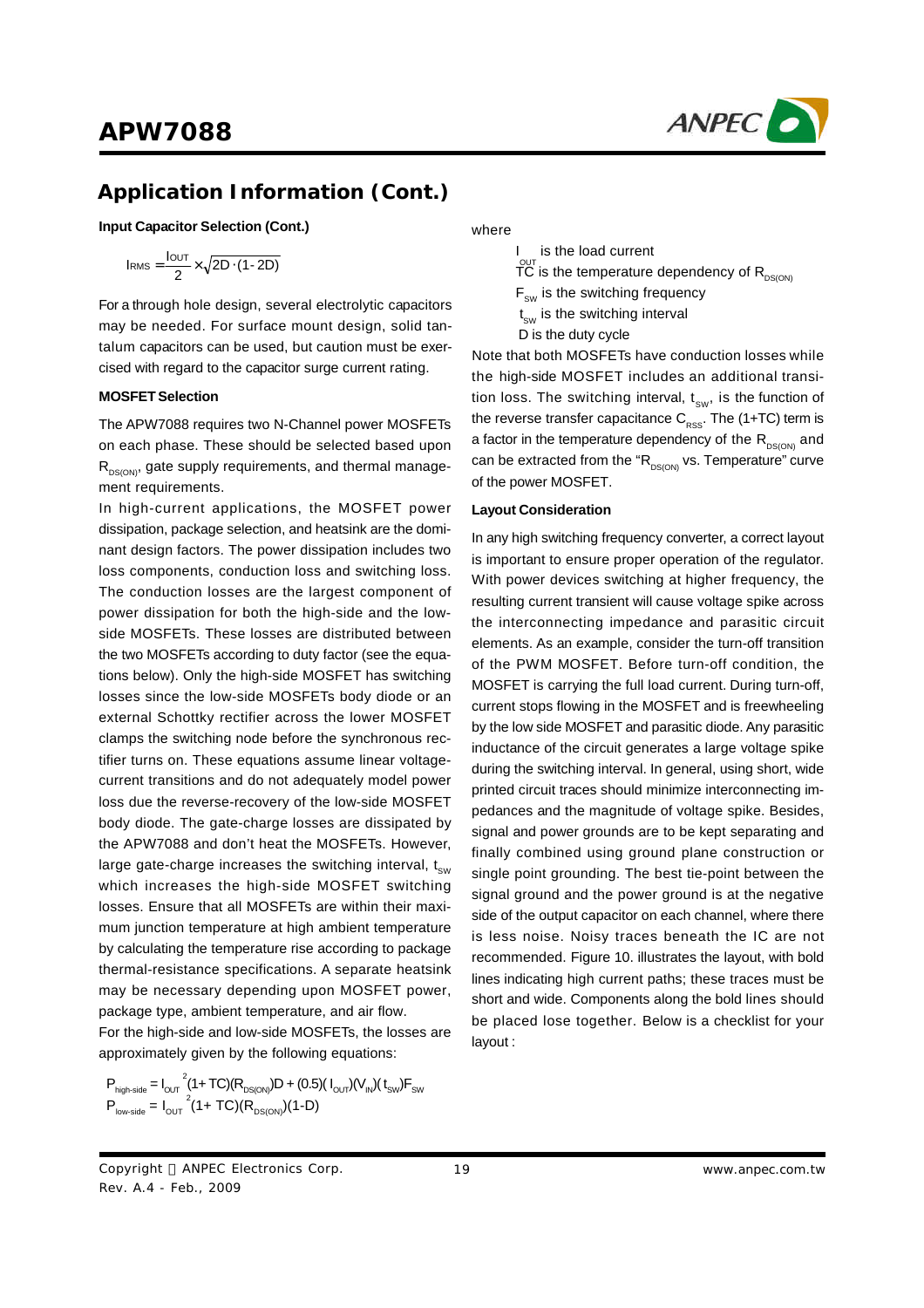## Application Information (Cont.)

**Input Capacitor Selection (Cont.)**

$$I_{RMS} = \frac{I_{OUT}}{2} \times \sqrt{2D \cdot (1-2D)}$$

For a through hole design, several electrolytic capacitors may be needed. For surface mount design, solid tantalum capacitors can be used, but caution must be exercised with regard to the capacitor surge current rating.

**MOSFET Selection**

The APW7088 requires two N-Channel power MOSFETs on each phase. These should be selected based upon $R_{DS(ON)}$, gate supply requirements, and thermal management requirements.

In high-current applications, the MOSFET power dissipation, package selection, and heatsink are the dominant design factors. The power dissipation includes two loss components, conduction loss and switching loss. The conduction losses are the largest component of power dissipation for both the high-side and the low-side MOSFETs. These losses are distributed between the two MOSFETs according to duty factor (see the equations below). Only the high-side MOSFET has switching losses since the low-side MOSFETs body diode or an external Schottky rectifier across the lower MOSFET clamps the switching node before the synchronous rectifier turns on. These equations assume linear voltage-current transitions and do not adequately model power loss due the reverse-recovery of the low-side MOSFET body diode. The gate-charge losses are dissipated by the APW7088 and don't heat the MOSFETs. However, large gate-charge increases the switching interval, $t_{SW}$ which increases the high-side MOSFET switching losses. Ensure that all MOSFETs are within their maximum junction temperature at high ambient temperature by calculating the temperature rise according to package thermal-resistance specifications. A separate heatsink may be necessary depending upon MOSFET power, package type, ambient temperature, and air flow.

For the high-side and low-side MOSFETs, the losses are approximately given by the following equations:

$$P_{high\text{-}side} = I_{OUT}^{\ 2}(1+TC)(R_{DS(ON)})D + (0.5)(I_{OUT})(V_{IN})(t_{SW})F_{SW}$$

$$P_{low\text{-}side} = I_{OUT}^{\ 2}(1+TC)(R_{DS(ON)})(1-D)$$

where

$I_{OUT}$ is the load current
TC is the temperature dependency of $R_{DS(ON)}$
$F_{SW}$ is the switching frequency
$t_{SW}$ is the switching interval
D is the duty cycle

Note that both MOSFETs have conduction losses while the high-side MOSFET includes an additional transition loss. The switching interval, $t_{SW}$, is the function of the reverse transfer capacitance $C_{RSS}$. The (1+TC) term is a factor in the temperature dependency of the $R_{DS(ON)}$ and can be extracted from the "$R_{DS(ON)}$ vs. Temperature" curve of the power MOSFET.

**Layout Consideration**

In any high switching frequency converter, a correct layout is important to ensure proper operation of the regulator. With power devices switching at higher frequency, the resulting current transient will cause voltage spike across the interconnecting impedance and parasitic circuit elements. As an example, consider the turn-off transition of the PWM MOSFET. Before turn-off condition, the MOSFET is carrying the full load current. During turn-off, current stops flowing in the MOSFET and is freewheeling by the low side MOSFET and parasitic diode. Any parasitic inductance of the circuit generates a large voltage spike during the switching interval. In general, using short, wide printed circuit traces should minimize interconnecting impedances and the magnitude of voltage spike. Besides, signal and power grounds are to be kept separating and finally combined using ground plane construction or single point grounding. The best tie-point between the signal ground and the power ground is at the negative side of the output capacitor on each channel, where there is less noise. Noisy traces beneath the IC are not recommended. Figure 10. illustrates the layout, with bold lines indicating high current paths; these traces must be short and wide. Components along the bold lines should be placed lose together. Below is a checklist for your layout :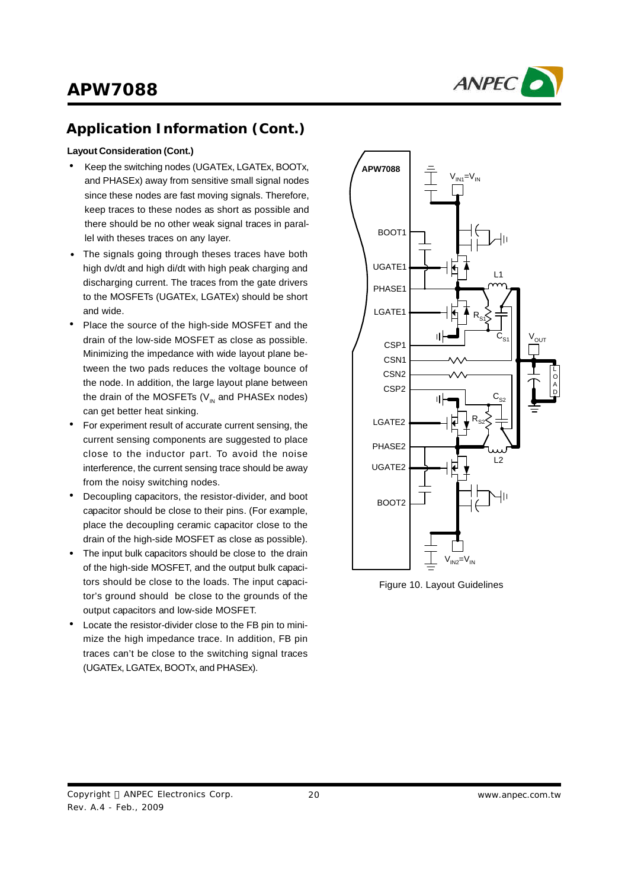## Application Information (Cont.)

**Layout Consideration (Cont.)**

- Keep the switching nodes (UGATEx, LGATEx, BOOTx, and PHASEx) away from sensitive small signal nodes since these nodes are fast moving signals. Therefore, keep traces to these nodes as short as possible and there should be no other weak signal traces in parallel with theses traces on any layer.
- The signals going through theses traces have both high dv/dt and high di/dt with high peak charging and discharging current. The traces from the gate drivers to the MOSFETs (UGATEx, LGATEx) should be short and wide.
- Place the source of the high-side MOSFET and the drain of the low-side MOSFET as close as possible. Minimizing the impedance with wide layout plane between the two pads reduces the voltage bounce of the node. In addition, the large layout plane between the drain of the MOSFETs ($V_{IN}$ and PHASEx nodes) can get better heat sinking.
- For experiment result of accurate current sensing, the current sensing components are suggested to place close to the inductor part. To avoid the noise interference, the current sensing trace should be away from the noisy switching nodes.
- Decoupling capacitors, the resistor-divider, and boot capacitor should be close to their pins. (For example, place the decoupling ceramic capacitor close to the drain of the high-side MOSFET as close as possible).
- The input bulk capacitors should be close to the drain of the high-side MOSFET, and the output bulk capacitors should be close to the loads. The input capacitor's ground should be close to the grounds of the output capacitors and low-side MOSFET.
- Locate the resistor-divider close to the FB pin to minimize the high impedance trace. In addition, FB pin traces can't be close to the switching signal traces (UGATEx, LGATEx, BOOTx, and PHASEx).

Figure 10. Layout Guidelines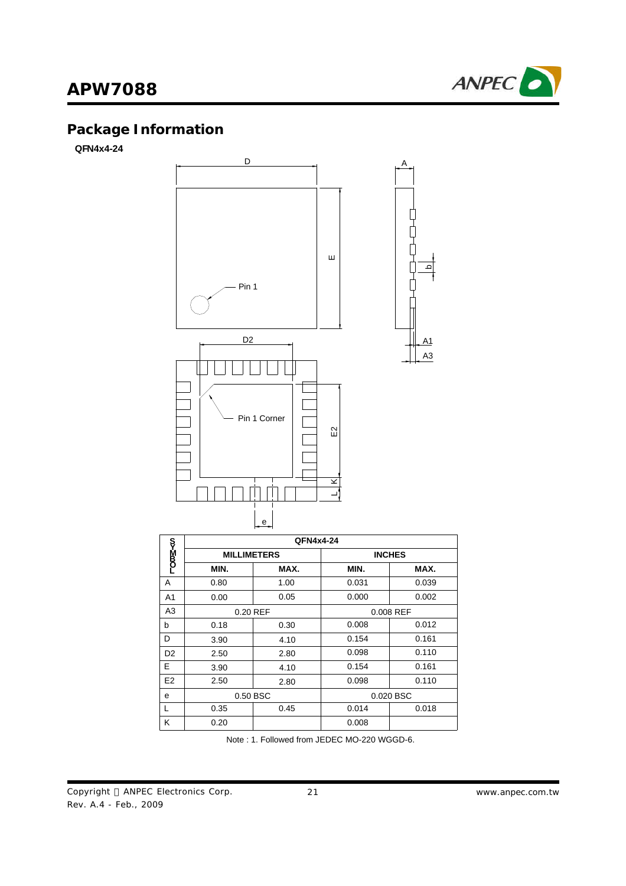## Package Information

**QFN4x4-24**

| SYMBOL | QFN4x4-24 | | | |
|---|---|---|---|---|
| | MILLIMETERS | | INCHES | |
| | MIN. | MAX. | MIN. | MAX. |
| A | 0.80 | 1.00 | 0.031 | 0.039 |
| A1 | 0.00 | 0.05 | 0.000 | 0.002 |
| A3 | 0.20 REF | | 0.008 REF | |
| b | 0.18 | 0.30 | 0.008 | 0.012 |
| D | 3.90 | 4.10 | 0.154 | 0.161 |
| D2 | 2.50 | 2.80 | 0.098 | 0.110 |
| E | 3.90 | 4.10 | 0.154 | 0.161 |
| E2 | 2.50 | 2.80 | 0.098 | 0.110 |
| e | 0.50 BSC | | 0.020 BSC | |
| L | 0.35 | 0.45 | 0.014 | 0.018 |
| K | 0.20 | | 0.008 | |

Note : 1. Followed from JEDEC MO-220 WGGD-6.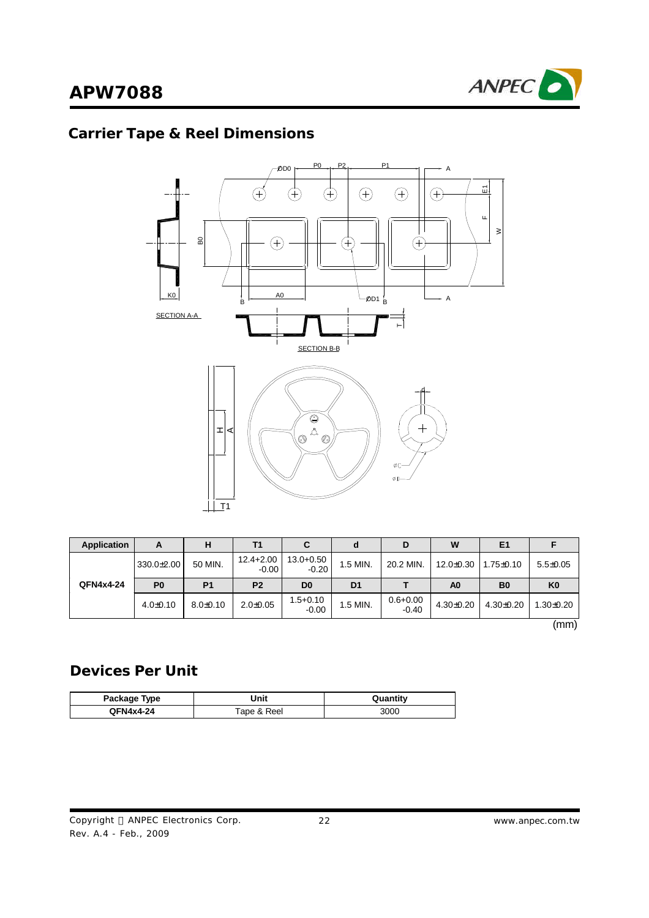## Carrier Tape & Reel Dimensions

| Application | A | H | T1 | C | d | D | W | E1 | F |
|---|---|---|---|---|---|---|---|---|---|
| QFN4x4-24 | 330.0±2.00 | 50 MIN. | 12.4+2.00 -0.00 | 13.0+0.50 -0.20 | 1.5 MIN. | 20.2 MIN. | 12.0±0.30 | 1.75±0.10 | 5.5±0.05 |
| | **P0** | **P1** | **P2** | **D0** | **D1** | **T** | **A0** | **B0** | **K0** |
| | 4.0±0.10 | 8.0±0.10 | 2.0±0.05 | 1.5+0.10 -0.00 | 1.5 MIN. | 0.6+0.00 -0.40 | 4.30±0.20 | 4.30±0.20 | 1.30±0.20 |

(mm)

## Devices Per Unit

| Package Type | Unit | Quantity |
|---|---|---|
| QFN4x4-24 | Tape & Reel | 3000 |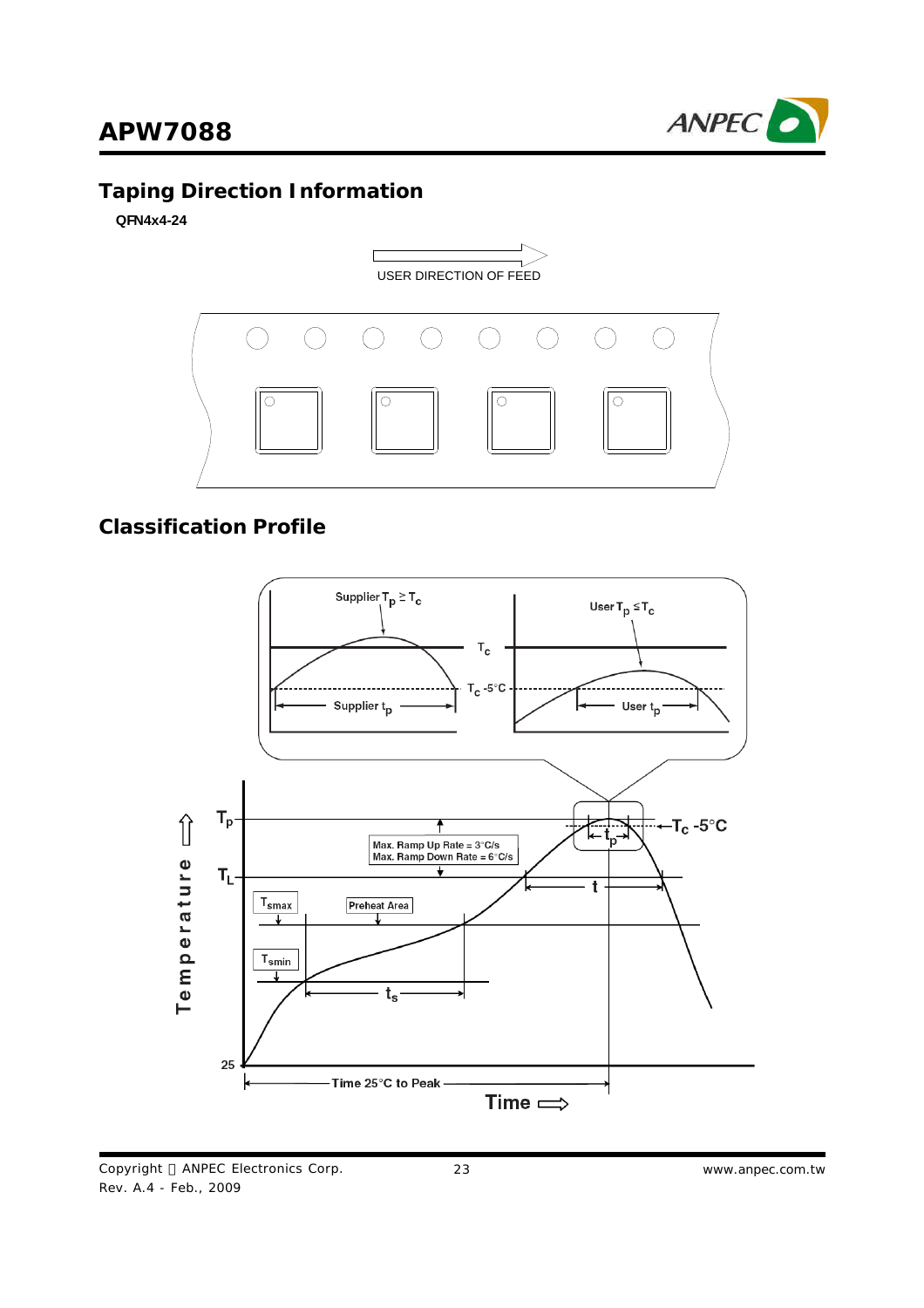## Taping Direction Information

**QFN4x4-24**

USER DIRECTION OF FEED

## Classification Profile

Supplier $T_p \geq T_c$

User $T_p \leq T_c$

$T_c$

$T_c$ -5°C

Supplier $t_p$

User $t_p$

$T_p$

$T_L$

$T_{smax}$

$T_{smin}$

Max. Ramp Up Rate = 3°C/s
Max. Ramp Down Rate = 6°C/s

Preheat Area

$t_p$

$T_c$ -5°C

t

$t_s$

25

Time 25°C to Peak

Temperature

Time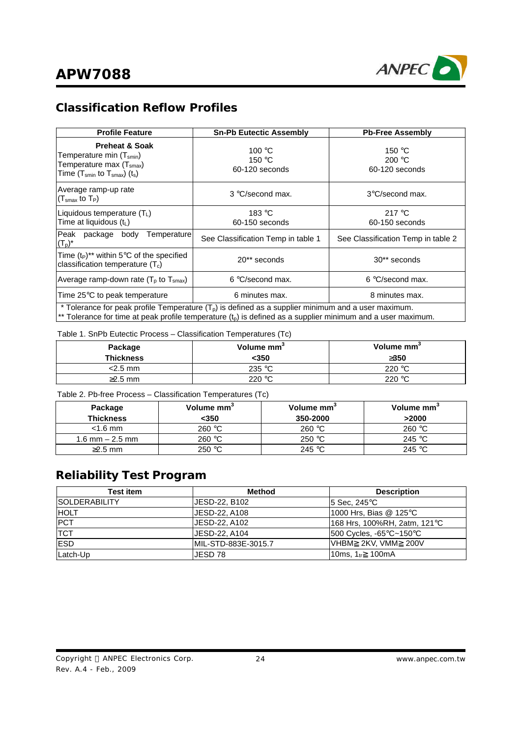## Classification Reflow Profiles

| Profile Feature | Sn-Pb Eutectic Assembly | Pb-Free Assembly |
|---|---|---|
| **Preheat & Soak**<br>Temperature min ($T_{smin}$)<br>Temperature max ($T_{smax}$)<br>Time ($T_{smin}$ to $T_{smax}$) ($t_s$) | 100 °C<br>150 °C<br>60-120 seconds | 150 °C<br>200 °C<br>60-120 seconds |
| Average ramp-up rate<br>($T_{smax}$ to $T_P$) | 3 °C/second max. | 3°C/second max. |
| Liquidous temperature ($T_L$)<br>Time at liquidous ($t_L$) | 183 °C<br>60-150 seconds | 217 °C<br>60-150 seconds |
| Peak package body Temperature ($T_p$)* | See Classification Temp in table 1 | See Classification Temp in table 2 |
| Time ($t_P$)** within 5°C of the specified classification temperature ($T_c$) | 20** seconds | 30** seconds |
| Average ramp-down rate ($T_p$ to $T_{smax}$) | 6 °C/second max. | 6 °C/second max. |
| Time 25°C to peak temperature | 6 minutes max. | 8 minutes max. |

\* Tolerance for peak profile Temperature ($T_p$) is defined as a supplier minimum and a user maximum.
\** Tolerance for time at peak profile temperature ($t_p$) is defined as a supplier minimum and a user maximum.

Table 1. SnPb Eutectic Process – Classification Temperatures (Tc)

| Package Thickness | Volume mm$^3$ <350 | Volume mm$^3$ ≥350 |
|---|---|---|
| <2.5 mm | 235 °C | 220 °C |
| ≥2.5 mm | 220 °C | 220 °C |

Table 2. Pb-free Process – Classification Temperatures (Tc)

| Package Thickness | Volume mm$^3$ <350 | Volume mm$^3$ 350-2000 | Volume mm$^3$ >2000 |
|---|---|---|---|
| <1.6 mm | 260 °C | 260 °C | 260 °C |
| 1.6 mm – 2.5 mm | 260 °C | 250 °C | 245 °C |
| ≥2.5 mm | 250 °C | 245 °C | 245 °C |

## Reliability Test Program

| Test item | Method | Description |
|---|---|---|
| SOLDERABILITY | JESD-22, B102 | 5 Sec, 245°C |
| HOLT | JESD-22, A108 | 1000 Hrs, Bias @ 125°C |
| PCT | JESD-22, A102 | 168 Hrs, 100%RH, 2atm, 121°C |
| TCT | JESD-22, A104 | 500 Cycles, -65°C~150°C |
| ESD | MIL-STD-883E-3015.7 | VHBM≧2KV, VMM≧200V |
| Latch-Up | JESD 78 | 10ms, $1_{tr}$≧100mA |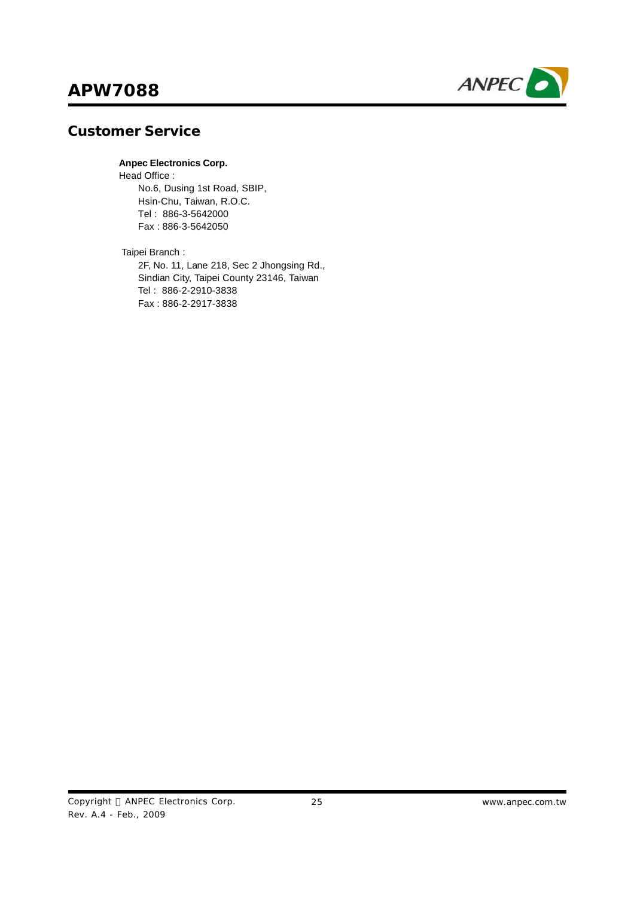## Customer Service

**Anpec Electronics Corp.**

Head Office :

No.6, Dusing 1st Road, SBIP,
Hsin-Chu, Taiwan, R.O.C.
Tel : 886-3-5642000
Fax : 886-3-5642050

Taipei Branch :

2F, No. 11, Lane 218, Sec 2 Jhongsing Rd.,
Sindian City, Taipei County 23146, Taiwan
Tel : 886-2-2910-3838
Fax : 886-2-2917-3838